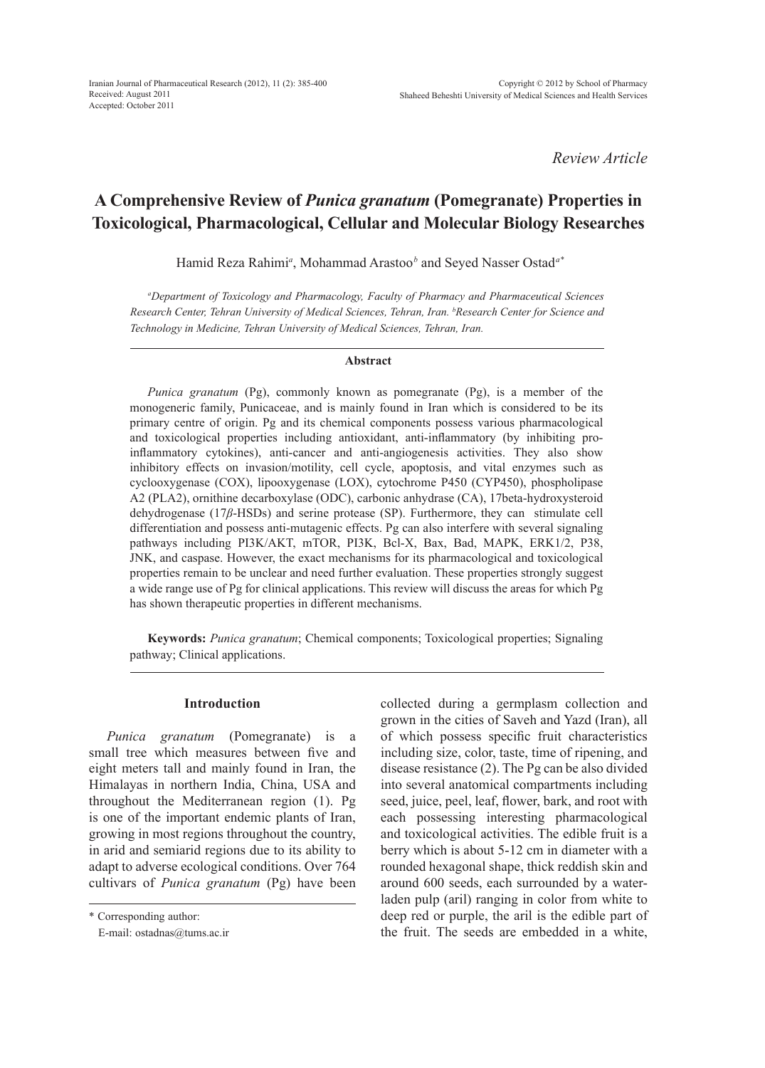Iranian Journal of Pharmaceutical Research (2012), 11 (2): 385-400
Received: August 2011
Accepted: October 2011

Copyright © 2012 by School of Pharmacy
Shaheed Beheshti University of Medical Sciences and Health Services

*Review Article*

# A Comprehensive Review of *Punica granatum* (Pomegranate) Properties in Toxicological, Pharmacological, Cellular and Molecular Biology Researches

Hamid Reza Rahimi[a], Mohammad Arastoo[b] and Seyed Nasser Ostad[a*]

*[a]Department of Toxicology and Pharmacology, Faculty of Pharmacy and Pharmaceutical Sciences Research Center, Tehran University of Medical Sciences, Tehran, Iran. [b]Research Center for Science and Technology in Medicine, Tehran University of Medical Sciences, Tehran, Iran.*

## Abstract

*Punica granatum* (Pg), commonly known as pomegranate (Pg), is a member of the monogeneric family, Punicaceae, and is mainly found in Iran which is considered to be its primary centre of origin. Pg and its chemical components possess various pharmacological and toxicological properties including antioxidant, anti-inflammatory (by inhibiting pro-inflammatory cytokines), anti-cancer and anti-angiogenesis activities. They also show inhibitory effects on invasion/motility, cell cycle, apoptosis, and vital enzymes such as cyclooxygenase (COX), lipooxygenase (LOX), cytochrome P450 (CYP450), phospholipase A2 (PLA2), ornithine decarboxylase (ODC), carbonic anhydrase (CA), 17beta-hydroxysteroid dehydrogenase (17*β*-HSDs) and serine protease (SP). Furthermore, they can stimulate cell differentiation and possess anti-mutagenic effects. Pg can also interfere with several signaling pathways including PI3K/AKT, mTOR, PI3K, Bcl-X, Bax, Bad, MAPK, ERK1/2, P38, JNK, and caspase. However, the exact mechanisms for its pharmacological and toxicological properties remain to be unclear and need further evaluation. These properties strongly suggest a wide range use of Pg for clinical applications. This review will discuss the areas for which Pg has shown therapeutic properties in different mechanisms.

**Keywords:** *Punica granatum*; Chemical components; Toxicological properties; Signaling pathway; Clinical applications.

## Introduction

*Punica granatum* (Pomegranate) is a small tree which measures between five and eight meters tall and mainly found in Iran, the Himalayas in northern India, China, USA and throughout the Mediterranean region (1). Pg is one of the important endemic plants of Iran, growing in most regions throughout the country, in arid and semiarid regions due to its ability to adapt to adverse ecological conditions. Over 764 cultivars of *Punica granatum* (Pg) have been collected during a germplasm collection and grown in the cities of Saveh and Yazd (Iran), all of which possess specific fruit characteristics including size, color, taste, time of ripening, and disease resistance (2). The Pg can be also divided into several anatomical compartments including seed, juice, peel, leaf, flower, bark, and root with each possessing interesting pharmacological and toxicological activities. The edible fruit is a berry which is about 5-12 cm in diameter with a rounded hexagonal shape, thick reddish skin and around 600 seeds, each surrounded by a water-laden pulp (aril) ranging in color from white to deep red or purple, the aril is the edible part of the fruit. The seeds are embedded in a white,

\* Corresponding author:
E-mail: ostadnas@tums.ac.ir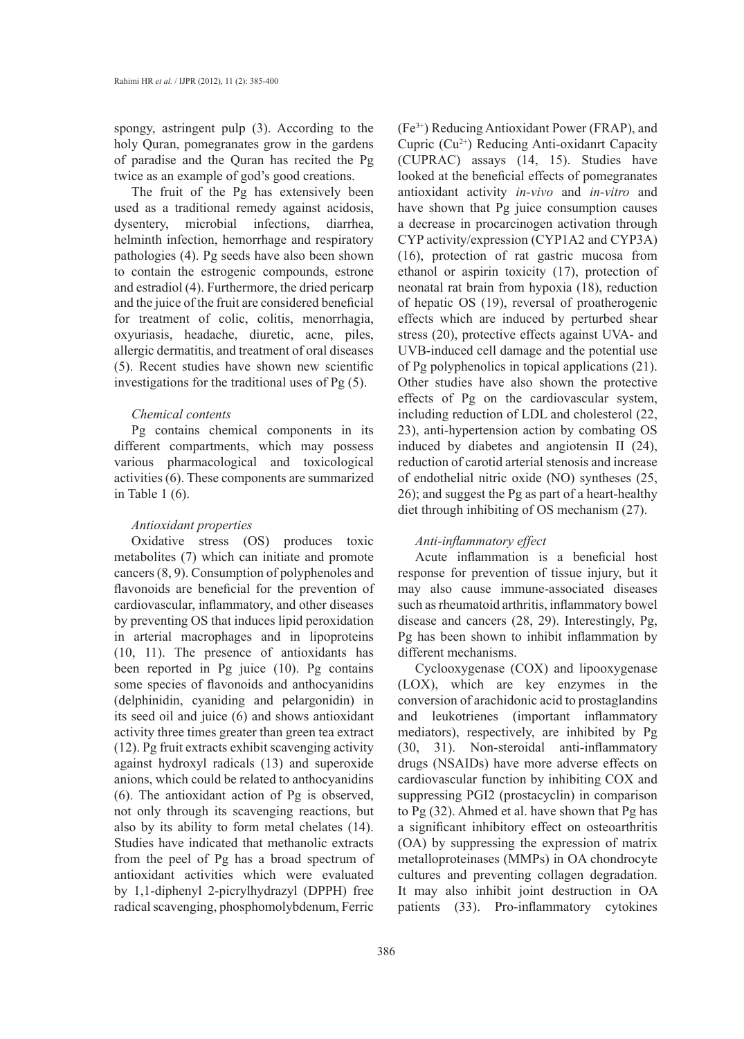spongy, astringent pulp (3). According to the holy Quran, pomegranates grow in the gardens of paradise and the Quran has recited the Pg twice as an example of god's good creations.

The fruit of the Pg has extensively been used as a traditional remedy against acidosis, dysentery, microbial infections, diarrhea, helminth infection, hemorrhage and respiratory pathologies (4). Pg seeds have also been shown to contain the estrogenic compounds, estrone and estradiol (4). Furthermore, the dried pericarp and the juice of the fruit are considered beneficial for treatment of colic, colitis, menorrhagia, oxyuriasis, headache, diuretic, acne, piles, allergic dermatitis, and treatment of oral diseases (5). Recent studies have shown new scientific investigations for the traditional uses of Pg (5).

### *Chemical contents*

Pg contains chemical components in its different compartments, which may possess various pharmacological and toxicological activities (6). These components are summarized in Table 1 (6).

### *Antioxidant properties*

Oxidative stress (OS) produces toxic metabolites (7) which can initiate and promote cancers (8, 9). Consumption of polyphenoles and flavonoids are beneficial for the prevention of cardiovascular, inflammatory, and other diseases by preventing OS that induces lipid peroxidation in arterial macrophages and in lipoproteins (10, 11). The presence of antioxidants has been reported in Pg juice (10). Pg contains some species of flavonoids and anthocyanidins (delphinidin, cyaniding and pelargonidin) in its seed oil and juice (6) and shows antioxidant activity three times greater than green tea extract (12). Pg fruit extracts exhibit scavenging activity against hydroxyl radicals (13) and superoxide anions, which could be related to anthocyanidins (6). The antioxidant action of Pg is observed, not only through its scavenging reactions, but also by its ability to form metal chelates (14). Studies have indicated that methanolic extracts from the peel of Pg has a broad spectrum of antioxidant activities which were evaluated by 1,1-diphenyl 2-picrylhydrazyl (DPPH) free radical scavenging, phosphomolybdenum, Ferric ($Fe^{3+}$) Reducing Antioxidant Power (FRAP), and Cupric ($Cu^{2+}$) Reducing Anti-oxidanrt Capacity (CUPRAC) assays (14, 15). Studies have looked at the beneficial effects of pomegranates antioxidant activity *in-vivo* and *in-vitro* and have shown that Pg juice consumption causes a decrease in procarcinogen activation through CYP activity/expression (CYP1A2 and CYP3A) (16), protection of rat gastric mucosa from ethanol or aspirin toxicity (17), protection of neonatal rat brain from hypoxia (18), reduction of hepatic OS (19), reversal of proatherogenic effects which are induced by perturbed shear stress (20), protective effects against UVA- and UVB-induced cell damage and the potential use of Pg polyphenolics in topical applications (21). Other studies have also shown the protective effects of Pg on the cardiovascular system, including reduction of LDL and cholesterol (22, 23), anti-hypertension action by combating OS induced by diabetes and angiotensin II (24), reduction of carotid arterial stenosis and increase of endothelial nitric oxide (NO) syntheses (25, 26); and suggest the Pg as part of a heart-healthy diet through inhibiting of OS mechanism (27).

### *Anti-inflammatory effect*

Acute inflammation is a beneficial host response for prevention of tissue injury, but it may also cause immune-associated diseases such as rheumatoid arthritis, inflammatory bowel disease and cancers (28, 29). Interestingly, Pg, Pg has been shown to inhibit inflammation by different mechanisms.

Cyclooxygenase (COX) and lipooxygenase (LOX), which are key enzymes in the conversion of arachidonic acid to prostaglandins and leukotrienes (important inflammatory mediators), respectively, are inhibited by Pg (30, 31). Non-steroidal anti-inflammatory drugs (NSAIDs) have more adverse effects on cardiovascular function by inhibiting COX and suppressing PGI2 (prostacyclin) in comparison to Pg (32). Ahmed et al. have shown that Pg has a significant inhibitory effect on osteoarthritis (OA) by suppressing the expression of matrix metalloproteinases (MMPs) in OA chondrocyte cultures and preventing collagen degradation. It may also inhibit joint destruction in OA patients (33). Pro-inflammatory cytokines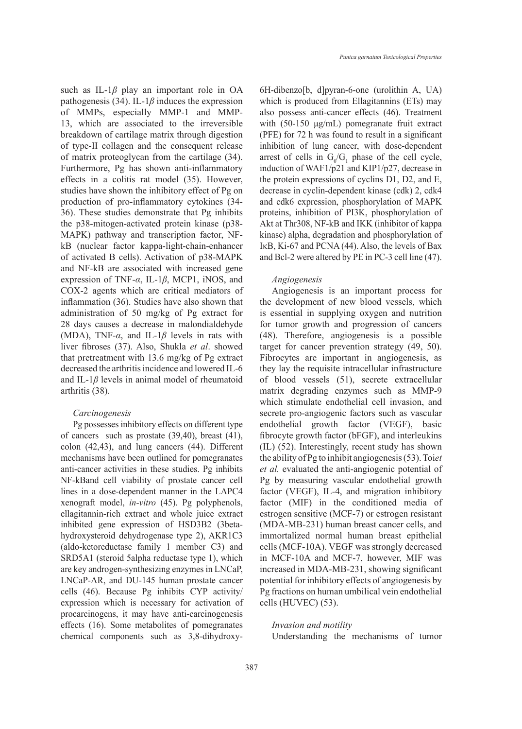such as IL-1*β* play an important role in OA pathogenesis (34). IL-1*β* induces the expression of MMPs, especially MMP-1 and MMP-13, which are associated to the irreversible breakdown of cartilage matrix through digestion of type-II collagen and the consequent release of matrix proteoglycan from the cartilage (34). Furthermore, Pg has shown anti-inflammatory effects in a colitis rat model (35). However, studies have shown the inhibitory effect of Pg on production of pro-inflammatory cytokines (34-36). These studies demonstrate that Pg inhibits the p38-mitogen-activated protein kinase (p38-MAPK) pathway and transcription factor, NF-kB (nuclear factor kappa-light-chain-enhancer of activated B cells). Activation of p38-MAPK and NF-kB are associated with increased gene expression of TNF-*α*, IL-1*β*, MCP1, iNOS, and COX-2 agents which are critical mediators of inflammation (36). Studies have also shown that administration of 50 mg/kg of Pg extract for 28 days causes a decrease in malondialdehyde (MDA), TNF-*α*, and IL-1*β* levels in rats with liver fibroses (37). Also, Shukla *et al*. showed that pretreatment with 13.6 mg/kg of Pg extract decreased the arthritis incidence and lowered IL-6 and IL-1*β* levels in animal model of rheumatoid arthritis (38).

*Carcinogenesis*

Pg possesses inhibitory effects on different type of cancers such as prostate (39,40), breast (41), colon (42,43), and lung cancers (44). Different mechanisms have been outlined for pomegranates anti-cancer activities in these studies. Pg inhibits NF-kBand cell viability of prostate cancer cell lines in a dose-dependent manner in the LAPC4 xenograft model, *in-vitro* (45). Pg polyphenols, ellagitannin-rich extract and whole juice extract inhibited gene expression of HSD3B2 (3beta-hydroxysteroid dehydrogenase type 2), AKR1C3 (aldo-ketoreductase family 1 member C3) and SRD5A1 (steroid 5alpha reductase type 1), which are key androgen-synthesizing enzymes in LNCaP, LNCaP-AR, and DU-145 human prostate cancer cells (46). Because Pg inhibits CYP activity/expression which is necessary for activation of procarcinogens, it may have anti-carcinogenesis effects (16). Some metabolites of pomegranates chemical components such as 3,8-dihydroxy-6H-dibenzo[b, d]pyran-6-one (urolithin A, UA) which is produced from Ellagitannins (ETs) may also possess anti-cancer effects (46). Treatment with (50-150 µg/mL) pomegranate fruit extract (PFE) for 72 h was found to result in a significant inhibition of lung cancer, with dose-dependent arrest of cells in $G_0/G_1$ phase of the cell cycle, induction of WAF1/p21 and KIP1/p27, decrease in the protein expressions of cyclins D1, D2, and E, decrease in cyclin-dependent kinase (cdk) 2, cdk4 and cdk6 expression, phosphorylation of MAPK proteins, inhibition of PI3K, phosphorylation of Akt at Thr308, NF-kB and IKK (inhibitor of kappa kinase) alpha, degradation and phosphorylation of IκB, Ki-67 and PCNA (44). Also, the levels of Bax and Bcl-2 were altered by PE in PC-3 cell line (47).

*Angiogenesis*

Angiogenesis is an important process for the development of new blood vessels, which is essential in supplying oxygen and nutrition for tumor growth and progression of cancers (48). Therefore, angiogenesis is a possible target for cancer prevention strategy (49, 50). Fibrocytes are important in angiogenesis, as they lay the requisite intracellular infrastructure of blood vessels (51), secrete extracellular matrix degrading enzymes such as MMP-9 which stimulate endothelial cell invasion, and secrete pro-angiogenic factors such as vascular endothelial growth factor (VEGF), basic fibrocyte growth factor (bFGF), and interleukins (IL) (52). Interestingly, recent study has shown the ability of Pg to inhibit angiogenesis (53). Toi*et et al.* evaluated the anti-angiogenic potential of Pg by measuring vascular endothelial growth factor (VEGF), IL-4, and migration inhibitory factor (MIF) in the conditioned media of estrogen sensitive (MCF-7) or estrogen resistant (MDA-MB-231) human breast cancer cells, and immortalized normal human breast epithelial cells (MCF-10A). VEGF was strongly decreased in MCF-10A and MCF-7, however, MIF was increased in MDA-MB-231, showing significant potential for inhibitory effects of angiogenesis by Pg fractions on human umbilical vein endothelial cells (HUVEC) (53).

*Invasion and motility*

Understanding the mechanisms of tumor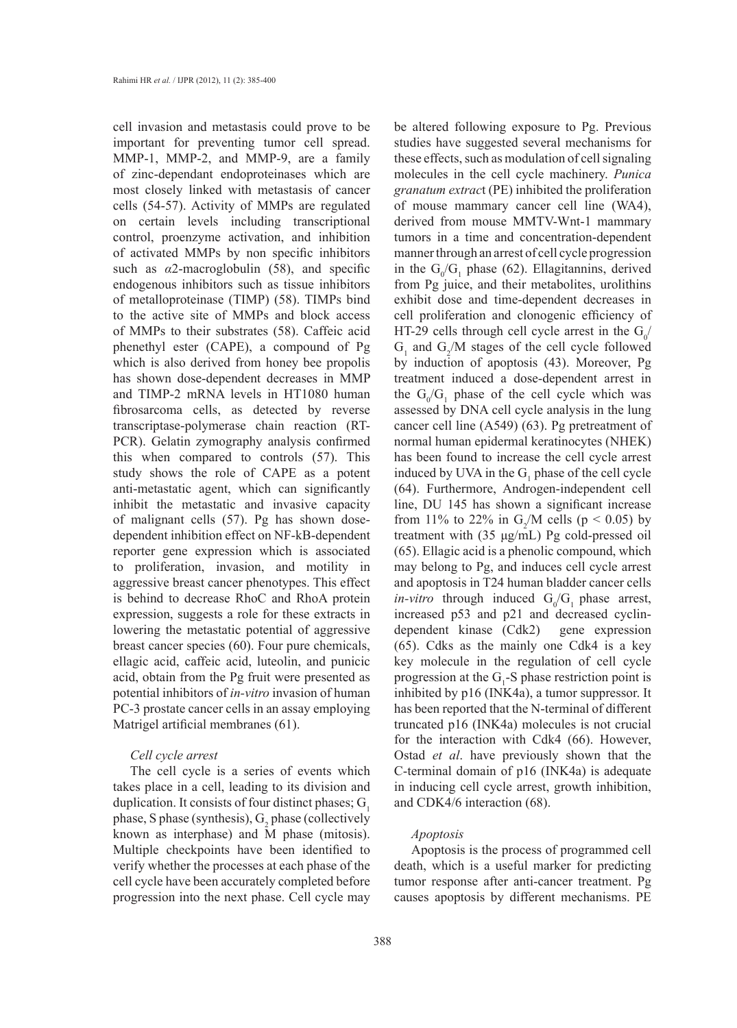cell invasion and metastasis could prove to be important for preventing tumor cell spread. MMP-1, MMP-2, and MMP-9, are a family of zinc-dependant endoproteinases which are most closely linked with metastasis of cancer cells (54-57). Activity of MMPs are regulated on certain levels including transcriptional control, proenzyme activation, and inhibition of activated MMPs by non specific inhibitors such as $\alpha$2-macroglobulin (58), and specific endogenous inhibitors such as tissue inhibitors of metalloproteinase (TIMP) (58). TIMPs bind to the active site of MMPs and block access of MMPs to their substrates (58). Caffeic acid phenethyl ester (CAPE), a compound of Pg which is also derived from honey bee propolis has shown dose-dependent decreases in MMP and TIMP-2 mRNA levels in HT1080 human fibrosarcoma cells, as detected by reverse transcriptase-polymerase chain reaction (RT-PCR). Gelatin zymography analysis confirmed this when compared to controls (57). This study shows the role of CAPE as a potent anti-metastatic agent, which can significantly inhibit the metastatic and invasive capacity of malignant cells (57). Pg has shown dose-dependent inhibition effect on NF-kB-dependent reporter gene expression which is associated to proliferation, invasion, and motility in aggressive breast cancer phenotypes. This effect is behind to decrease RhoC and RhoA protein expression, suggests a role for these extracts in lowering the metastatic potential of aggressive breast cancer species (60). Four pure chemicals, ellagic acid, caffeic acid, luteolin, and punicic acid, obtain from the Pg fruit were presented as potential inhibitors of *in-vitro* invasion of human PC-3 prostate cancer cells in an assay employing Matrigel artificial membranes (61).

*Cell cycle arrest*

The cell cycle is a series of events which takes place in a cell, leading to its division and duplication. It consists of four distinct phases; $G_1$ phase, S phase (synthesis), $G_2$ phase (collectively known as interphase) and M phase (mitosis). Multiple checkpoints have been identified to verify whether the processes at each phase of the cell cycle have been accurately completed before progression into the next phase. Cell cycle may be altered following exposure to Pg. Previous studies have suggested several mechanisms for these effects, such as modulation of cell signaling molecules in the cell cycle machinery. *Punica granatum extract* (PE) inhibited the proliferation of mouse mammary cancer cell line (WA4), derived from mouse MMTV-Wnt-1 mammary tumors in a time and concentration-dependent manner through an arrest of cell cycle progression in the $G_0/G_1$ phase (62). Ellagitannins, derived from Pg juice, and their metabolites, urolithins exhibit dose and time-dependent decreases in cell proliferation and clonogenic efficiency of HT-29 cells through cell cycle arrest in the $G_0/G_1$ and $G_2/M$ stages of the cell cycle followed by induction of apoptosis (43). Moreover, Pg treatment induced a dose-dependent arrest in the $G_0/G_1$ phase of the cell cycle which was assessed by DNA cell cycle analysis in the lung cancer cell line (A549) (63). Pg pretreatment of normal human epidermal keratinocytes (NHEK) has been found to increase the cell cycle arrest induced by UVA in the $G_1$ phase of the cell cycle (64). Furthermore, Androgen-independent cell line, DU 145 has shown a significant increase from 11% to 22% in $G_2/M$ cells ($p < 0.05$) by treatment with (35 µg/mL) Pg cold-pressed oil (65). Ellagic acid is a phenolic compound, which may belong to Pg, and induces cell cycle arrest and apoptosis in T24 human bladder cancer cells *in-vitro* through induced $G_0/G_1$ phase arrest, increased p53 and p21 and decreased cyclin-dependent kinase (Cdk2) gene expression (65). Cdks as the mainly one Cdk4 is a key key molecule in the regulation of cell cycle progression at the $G_1$-S phase restriction point is inhibited by p16 (INK4a), a tumor suppressor. It has been reported that the N-terminal of different truncated p16 (INK4a) molecules is not crucial for the interaction with Cdk4 (66). However, Ostad *et al*. have previously shown that the C-terminal domain of p16 (INK4a) is adequate in inducing cell cycle arrest, growth inhibition, and CDK4/6 interaction (68).

*Apoptosis*

Apoptosis is the process of programmed cell death, which is a useful marker for predicting tumor response after anti-cancer treatment. Pg causes apoptosis by different mechanisms. PE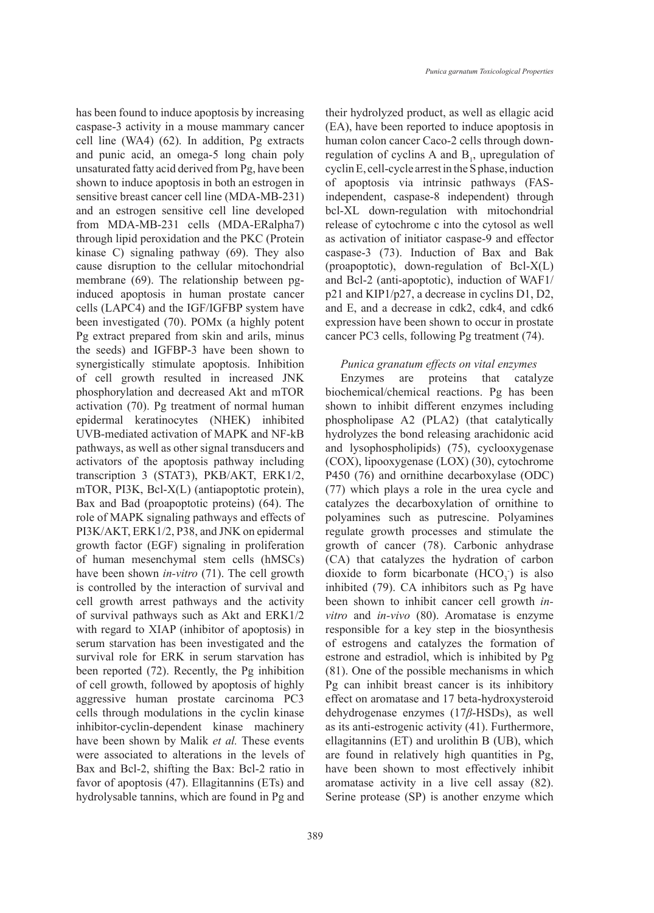has been found to induce apoptosis by increasing caspase-3 activity in a mouse mammary cancer cell line (WA4) (62). In addition, Pg extracts and punic acid, an omega-5 long chain poly unsaturated fatty acid derived from Pg, have been shown to induce apoptosis in both an estrogen in sensitive breast cancer cell line (MDA-MB-231) and an estrogen sensitive cell line developed from MDA-MB-231 cells (MDA-ERalpha7) through lipid peroxidation and the PKC (Protein kinase C) signaling pathway (69). They also cause disruption to the cellular mitochondrial membrane (69). The relationship between pg-induced apoptosis in human prostate cancer cells (LAPC4) and the IGF/IGFBP system have been investigated (70). POMx (a highly potent Pg extract prepared from skin and arils, minus the seeds) and IGFBP-3 have been shown to synergistically stimulate apoptosis. Inhibition of cell growth resulted in increased JNK phosphorylation and decreased Akt and mTOR activation (70). Pg treatment of normal human epidermal keratinocytes (NHEK) inhibited UVB-mediated activation of MAPK and NF-kB pathways, as well as other signal transducers and activators of the apoptosis pathway including transcription 3 (STAT3), PKB/AKT, ERK1/2, mTOR, PI3K, Bcl-X(L) (antiapoptotic protein), Bax and Bad (proapoptotic proteins) (64). The role of MAPK signaling pathways and effects of PI3K/AKT, ERK1/2, P38, and JNK on epidermal growth factor (EGF) signaling in proliferation of human mesenchymal stem cells (hMSCs) have been shown *in-vitro* (71). The cell growth is controlled by the interaction of survival and cell growth arrest pathways and the activity of survival pathways such as Akt and ERK1/2 with regard to XIAP (inhibitor of apoptosis) in serum starvation has been investigated and the survival role for ERK in serum starvation has been reported (72). Recently, the Pg inhibition of cell growth, followed by apoptosis of highly aggressive human prostate carcinoma PC3 cells through modulations in the cyclin kinase inhibitor-cyclin-dependent kinase machinery have been shown by Malik *et al.* These events were associated to alterations in the levels of Bax and Bcl-2, shifting the Bax: Bcl-2 ratio in favor of apoptosis (47). Ellagitannins (ETs) and hydrolysable tannins, which are found in Pg and their hydrolyzed product, as well as ellagic acid (EA), have been reported to induce apoptosis in human colon cancer Caco-2 cells through down-regulation of cyclins A and $B_1$, upregulation of cyclin E, cell-cycle arrest in the S phase, induction of apoptosis via intrinsic pathways (FAS-independent, caspase-8 independent) through bcl-XL down-regulation with mitochondrial release of cytochrome c into the cytosol as well as activation of initiator caspase-9 and effector caspase-3 (73). Induction of Bax and Bak (proapoptotic), down-regulation of Bcl-X(L) and Bcl-2 (anti-apoptotic), induction of WAF1/p21 and KIP1/p27, a decrease in cyclins D1, D2, and E, and a decrease in cdk2, cdk4, and cdk6 expression have been shown to occur in prostate cancer PC3 cells, following Pg treatment (74).

*Punica granatum effects on vital enzymes*

Enzymes are proteins that catalyze biochemical/chemical reactions. Pg has been shown to inhibit different enzymes including phospholipase A2 (PLA2) (that catalytically hydrolyzes the bond releasing arachidonic acid and lysophospholipids) (75), cyclooxygenase (COX), lipooxygenase (LOX) (30), cytochrome P450 (76) and ornithine decarboxylase (ODC) (77) which plays a role in the urea cycle and catalyzes the decarboxylation of ornithine to polyamines such as putrescine. Polyamines regulate growth processes and stimulate the growth of cancer (78). Carbonic anhydrase (CA) that catalyzes the hydration of carbon dioxide to form bicarbonate ($HCO_3^-$) is also inhibited (79). CA inhibitors such as Pg have been shown to inhibit cancer cell growth *in-vitro* and *in-vivo* (80). Aromatase is enzyme responsible for a key step in the biosynthesis of estrogens and catalyzes the formation of estrone and estradiol, which is inhibited by Pg (81). One of the possible mechanisms in which Pg can inhibit breast cancer is its inhibitory effect on aromatase and 17 beta-hydroxysteroid dehydrogenase enzymes (17*β*-HSDs), as well as its anti-estrogenic activity (41). Furthermore, ellagitannins (ET) and urolithin B (UB), which are found in relatively high quantities in Pg, have been shown to most effectively inhibit aromatase activity in a live cell assay (82). Serine protease (SP) is another enzyme which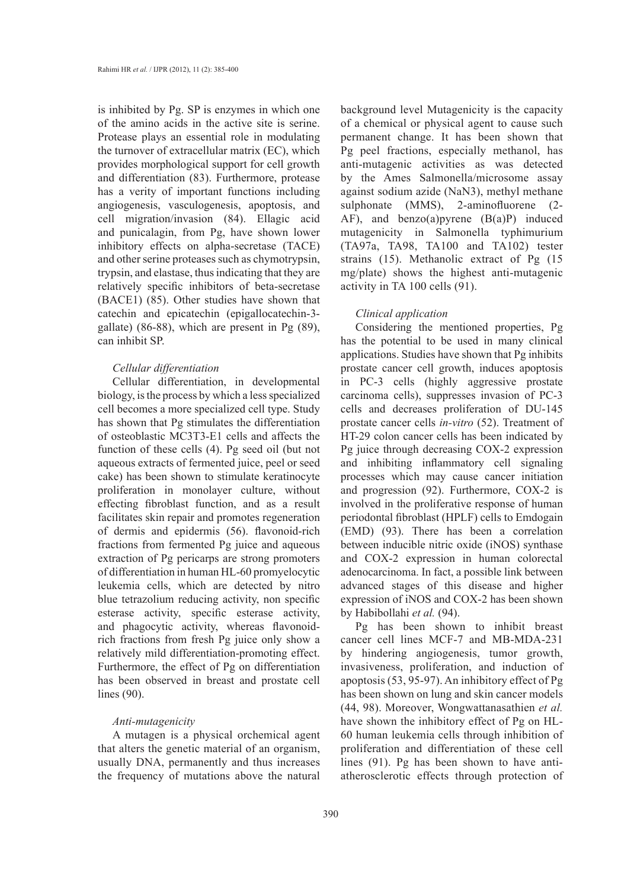is inhibited by Pg. SP is enzymes in which one of the amino acids in the active site is serine. Protease plays an essential role in modulating the turnover of extracellular matrix (EC), which provides morphological support for cell growth and differentiation (83). Furthermore, protease has a verity of important functions including angiogenesis, vasculogenesis, apoptosis, and cell migration/invasion (84). Ellagic acid and punicalagin, from Pg, have shown lower inhibitory effects on alpha-secretase (TACE) and other serine proteases such as chymotrypsin, trypsin, and elastase, thus indicating that they are relatively specific inhibitors of beta-secretase (BACE1) (85). Other studies have shown that catechin and epicatechin (epigallocatechin-3-gallate) (86-88), which are present in Pg (89), can inhibit SP.

*Cellular differentiation*

Cellular differentiation, in developmental biology, is the process by which a less specialized cell becomes a more specialized cell type. Study has shown that Pg stimulates the differentiation of osteoblastic MC3T3-E1 cells and affects the function of these cells (4). Pg seed oil (but not aqueous extracts of fermented juice, peel or seed cake) has been shown to stimulate keratinocyte proliferation in monolayer culture, without effecting fibroblast function, and as a result facilitates skin repair and promotes regeneration of dermis and epidermis (56). flavonoid-rich fractions from fermented Pg juice and aqueous extraction of Pg pericarps are strong promoters of differentiation in human HL-60 promyelocytic leukemia cells, which are detected by nitro blue tetrazolium reducing activity, non specific esterase activity, specific esterase activity, and phagocytic activity, whereas flavonoid-rich fractions from fresh Pg juice only show a relatively mild differentiation-promoting effect. Furthermore, the effect of Pg on differentiation has been observed in breast and prostate cell lines (90).

*Anti-mutagenicity*

A mutagen is a physical orchemical agent that alters the genetic material of an organism, usually DNA, permanently and thus increases the frequency of mutations above the natural background level Mutagenicity is the capacity of a chemical or physical agent to cause such permanent change. It has been shown that Pg peel fractions, especially methanol, has anti-mutagenic activities as was detected by the Ames Salmonella/microsome assay against sodium azide ($NaN_3$), methyl methane sulphonate (MMS), 2-aminofluorene (2-AF), and benzo(a)pyrene (B(a)P) induced mutagenicity in Salmonella typhimurium (TA97a, TA98, TA100 and TA102) tester strains (15). Methanolic extract of Pg (15 mg/plate) shows the highest anti-mutagenic activity in TA 100 cells (91).

*Clinical application*

Considering the mentioned properties, Pg has the potential to be used in many clinical applications. Studies have shown that Pg inhibits prostate cancer cell growth, induces apoptosis in PC-3 cells (highly aggressive prostate carcinoma cells), suppresses invasion of PC-3 cells and decreases proliferation of DU-145 prostate cancer cells *in-vitro* (52). Treatment of HT-29 colon cancer cells has been indicated by Pg juice through decreasing COX-2 expression and inhibiting inflammatory cell signaling processes which may cause cancer initiation and progression (92). Furthermore, COX-2 is involved in the proliferative response of human periodontal fibroblast (HPLF) cells to Emdogain (EMD) (93). There has been a correlation between inducible nitric oxide (iNOS) synthase and COX-2 expression in human colorectal adenocarcinoma. In fact, a possible link between advanced stages of this disease and higher expression of iNOS and COX-2 has been shown by Habibollahi *et al.* (94).

Pg has been shown to inhibit breast cancer cell lines MCF-7 and MB-MDA-231 by hindering angiogenesis, tumor growth, invasiveness, proliferation, and induction of apoptosis (53, 95-97). An inhibitory effect of Pg has been shown on lung and skin cancer models (44, 98). Moreover, Wongwattanasathien *et al.* have shown the inhibitory effect of Pg on HL-60 human leukemia cells through inhibition of proliferation and differentiation of these cell lines (91). Pg has been shown to have anti-atherosclerotic effects through protection of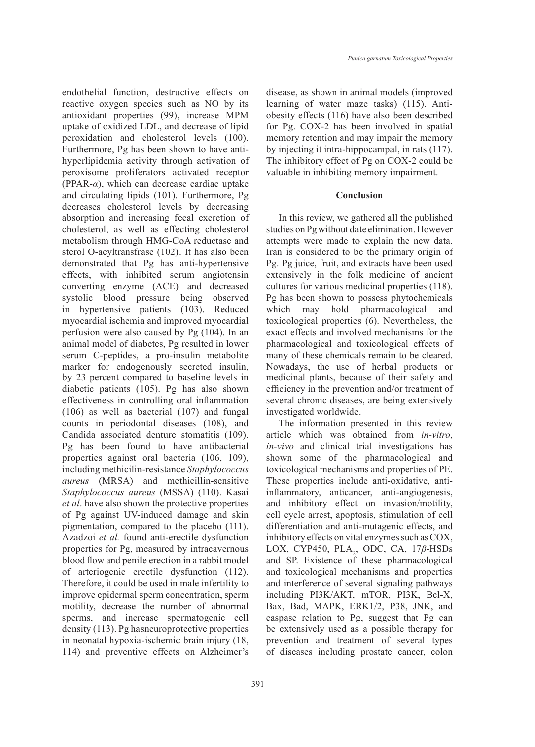endothelial function, destructive effects on reactive oxygen species such as NO by its antioxidant properties (99), increase MPM uptake of oxidized LDL, and decrease of lipid peroxidation and cholesterol levels (100). Furthermore, Pg has been shown to have anti-hyperlipidemia activity through activation of peroxisome proliferators activated receptor (PPAR-*α*), which can decrease cardiac uptake and circulating lipids (101). Furthermore, Pg decreases cholesterol levels by decreasing absorption and increasing fecal excretion of cholesterol, as well as effecting cholesterol metabolism through HMG-CoA reductase and sterol O-acyltransfrase (102). It has also been demonstrated that Pg has anti-hypertensive effects, with inhibited serum angiotensin converting enzyme (ACE) and decreased systolic blood pressure being observed in hypertensive patients (103). Reduced myocardial ischemia and improved myocardial perfusion were also caused by Pg (104). In an animal model of diabetes, Pg resulted in lower serum C-peptides, a pro-insulin metabolite marker for endogenously secreted insulin, by 23 percent compared to baseline levels in diabetic patients (105). Pg has also shown effectiveness in controlling oral inflammation (106) as well as bacterial (107) and fungal counts in periodontal diseases (108), and Candida associated denture stomatitis (109). Pg has been found to have antibacterial properties against oral bacteria (106, 109), including methicilin-resistance *Staphylococcus aureus* (MRSA) and methicillin-sensitive *Staphylococcus aureus* (MSSA) (110). Kasai *et al*. have also shown the protective properties of Pg against UV-induced damage and skin pigmentation, compared to the placebo (111). Azadzoi *et al.* found anti-erectile dysfunction properties for Pg, measured by intracavernous blood flow and penile erection in a rabbit model of arteriogenic erectile dysfunction (112). Therefore, it could be used in male infertility to improve epidermal sperm concentration, sperm motility, decrease the number of abnormal sperms, and increase spermatogenic cell density (113). Pg hasneuroprotective properties in neonatal hypoxia-ischemic brain injury (18, 114) and preventive effects on Alzheimer's disease, as shown in animal models (improved learning of water maze tasks) (115). Anti-obesity effects (116) have also been described for Pg. COX-2 has been involved in spatial memory retention and may impair the memory by injecting it intra-hippocampal, in rats (117). The inhibitory effect of Pg on COX-2 could be valuable in inhibiting memory impairment.

## Conclusion

In this review, we gathered all the published studies on Pg without date elimination. However attempts were made to explain the new data. Iran is considered to be the primary origin of Pg. Pg juice, fruit, and extracts have been used extensively in the folk medicine of ancient cultures for various medicinal properties (118). Pg has been shown to possess phytochemicals which may hold pharmacological and toxicological properties (6). Nevertheless, the exact effects and involved mechanisms for the pharmacological and toxicological effects of many of these chemicals remain to be cleared. Nowadays, the use of herbal products or medicinal plants, because of their safety and efficiency in the prevention and/or treatment of several chronic diseases, are being extensively investigated worldwide.

The information presented in this review article which was obtained from *in-vitro*, *in-vivo* and clinical trial investigations has shown some of the pharmacological and toxicological mechanisms and properties of PE. These properties include anti-oxidative, anti-inflammatory, anticancer, anti-angiogenesis, and inhibitory effect on invasion/motility, cell cycle arrest, apoptosis, stimulation of cell differentiation and anti-mutagenic effects, and inhibitory effects on vital enzymes such as COX, LOX, CYP450, $PLA_2$, ODC, CA, 17*β*-HSDs and SP. Existence of these pharmacological and toxicological mechanisms and properties and interference of several signaling pathways including PI3K/AKT, mTOR, PI3K, Bcl-X, Bax, Bad, MAPK, ERK1/2, P38, JNK, and caspase relation to Pg, suggest that Pg can be extensively used as a possible therapy for prevention and treatment of several types of diseases including prostate cancer, colon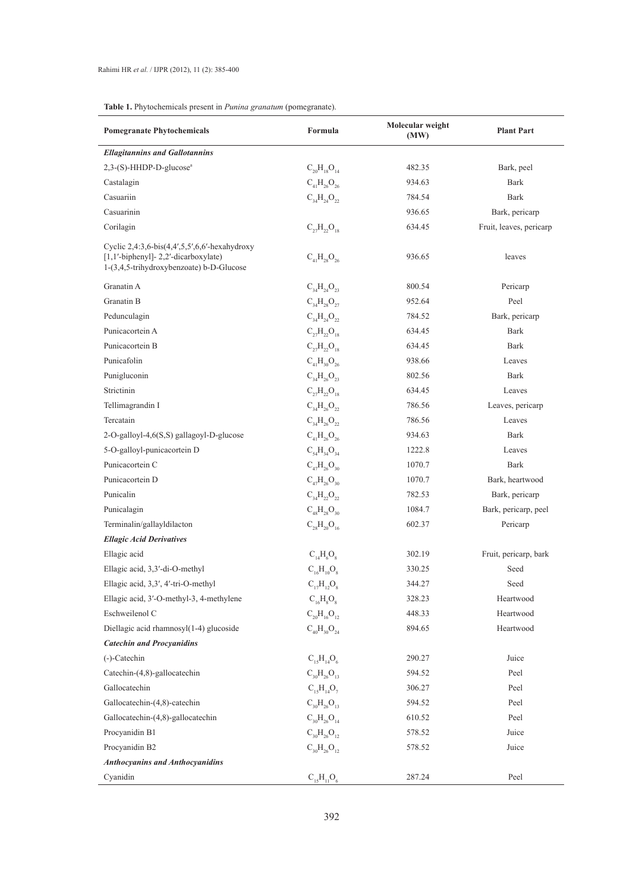**Table 1.** Phytochemicals present in *Punina granatum* (pomegranate).

| Pomegranate Phytochemicals | Formula | Molecular weight (MW) | Plant Part |
|---|---|---|---|
| ***Ellagitannins and Gallotannins*** | | | |
| 2,3-(S)-HHDP-D-glucose[a] | $C_{20}H_{18}O_{14}$ | 482.35 | Bark, peel |
| Castalagin | $C_{41}H_{26}O_{26}$ | 934.63 | Bark |
| Casuariin | $C_{34}H_{24}O_{22}$ | 784.54 | Bark |
| Casuarinin | | 936.65 | Bark, pericarp |
| Corilagin | $C_{27}H_{22}O_{18}$ | 634.45 | Fruit, leaves, pericarp |
| Cyclic 2,4:3,6-bis(4,4′,5,5′,6,6′-hexahydroxy [1,1′-biphenyl]- 2,2′-dicarboxylate) 1-(3,4,5-trihydroxybenzoate) b-D-Glucose | $C_{41}H_{28}O_{26}$ | 936.65 | leaves |
| Granatin A | $C_{34}H_{24}O_{23}$ | 800.54 | Pericarp |
| Granatin B | $C_{34}H_{28}O_{27}$ | 952.64 | Peel |
| Pedunculagin | $C_{34}H_{24}O_{22}$ | 784.52 | Bark, pericarp |
| Punicacortein A | $C_{27}H_{22}O_{18}$ | 634.45 | Bark |
| Punicacortein B | $C_{27}H_{22}O_{18}$ | 634.45 | Bark |
| Punicafolin | $C_{41}H_{30}O_{26}$ | 938.66 | Leaves |
| Punigluconin | $C_{34}H_{26}O_{23}$ | 802.56 | Bark |
| Strictinin | $C_{27}H_{22}O_{18}$ | 634.45 | Leaves |
| Tellimagrandin I | $C_{34}H_{26}O_{22}$ | 786.56 | Leaves, pericarp |
| Tercatain | $C_{34}H_{26}O_{22}$ | 786.56 | Leaves |
| 2-O-galloyl-4,6(S,S) gallagoyl-D-glucose | $C_{41}H_{26}O_{26}$ | 934.63 | Bark |
| 5-O-galloyl-punicacortein D | $C_{54}H_{34}O_{34}$ | 1222.8 | Leaves |
| Punicacortein C | $C_{47}H_{26}O_{30}$ | 1070.7 | Bark |
| Punicacortein D | $C_{47}H_{26}O_{30}$ | 1070.7 | Bark, heartwood |
| Punicalin | $C_{34}H_{22}O_{22}$ | 782.53 | Bark, pericarp |
| Punicalagin | $C_{48}H_{28}O_{30}$ | 1084.7 | Bark, pericarp, peel |
| Terminalin/gallayldilacton | $C_{28}H_{20}O_{16}$ | 602.37 | Pericarp |
| ***Ellagic Acid Derivatives*** | | | |
| Ellagic acid | $C_{14}H_{6}O_{8}$ | 302.19 | Fruit, pericarp, bark |
| Ellagic acid, 3,3′-di-O-methyl | $C_{16}H_{10}O_{8}$ | 330.25 | Seed |
| Ellagic acid, 3,3′, 4′-tri-O-methyl | $C_{17}H_{12}O_{8}$ | 344.27 | Seed |
| Ellagic acid, 3′-O-methyl-3, 4-methylene | $C_{16}H_{8}O_{8}$ | 328.23 | Heartwood |
| Eschweilenol C | $C_{20}H_{16}O_{12}$ | 448.33 | Heartwood |
| Diellagic acid rhamnosyl(1-4) glucoside | $C_{40}H_{30}O_{24}$ | 894.65 | Heartwood |
| ***Catechin and Procyanidins*** | | | |
| (-)-Catechin | $C_{15}H_{14}O_{6}$ | 290.27 | Juice |
| Catechin-(4,8)-gallocatechin | $C_{30}H_{26}O_{13}$ | 594.52 | Peel |
| Gallocatechin | $C_{15}H_{14}O_{7}$ | 306.27 | Peel |
| Gallocatechin-(4,8)-catechin | $C_{30}H_{26}O_{13}$ | 594.52 | Peel |
| Gallocatechin-(4,8)-gallocatechin | $C_{30}H_{26}O_{14}$ | 610.52 | Peel |
| Procyanidin B1 | $C_{30}H_{26}O_{12}$ | 578.52 | Juice |
| Procyanidin B2 | $C_{30}H_{26}O_{12}$ | 578.52 | Juice |
| ***Anthocyanins and Anthocyanidins*** | | | |
| Cyanidin | $C_{15}H_{11}O_{6}$ | 287.24 | Peel |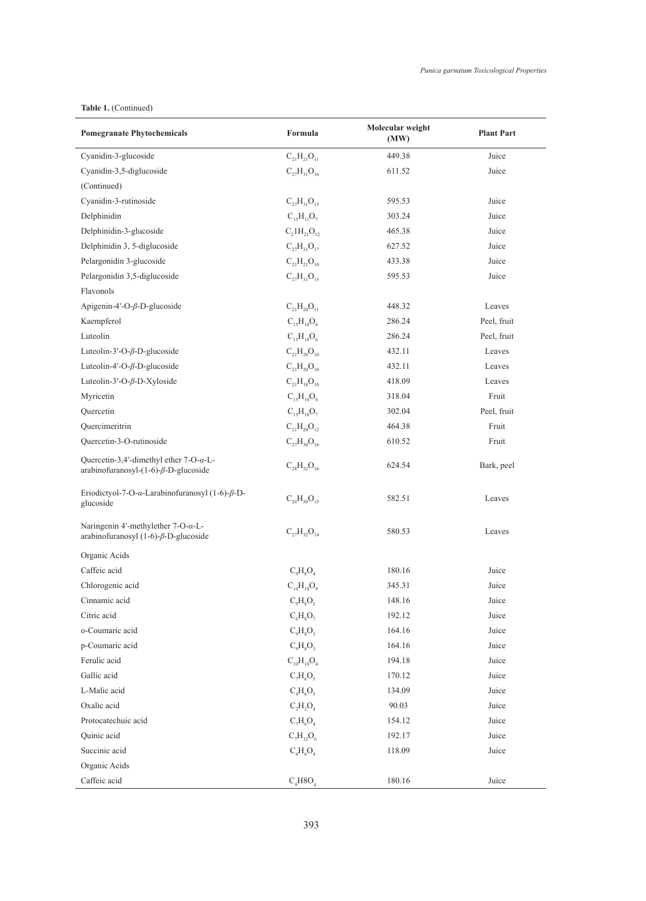**Table 1.** (Continued)

| Pomegranate Phytochemicals | Formula | Molecular weight (MW) | Plant Part |
|---|---|---|---|
| Cyanidin-3-glucoside | $C_{21}H_{21}O_{11}$ | 449.38 | Juice |
| Cyanidin-3,5-diglucoside | $C_{27}H_{31}O_{16}$ | 611.52 | Juice |
| (Continued) | | | |
| Cyanidin-3-rutinoside | $C_{27}H_{31}O_{15}$ | 595.53 | Juice |
| Delphinidin | $C_{15}H_{11}O_{7}$ | 303.24 | Juice |
| Delphinidin-3-glucoside | $C_{2}1H_{21}O_{12}$ | 465.38 | Juice |
| Delphinidin 3, 5-diglucoside | $C_{27}H_{31}O_{17}$ | 627.52 | Juice |
| Pelargonidin 3-glucoside | $C_{21}H_{21}O_{10}$ | 433.38 | Juice |
| Pelargonidin 3,5-diglucoside | $C_{27}H_{31}O_{15}$ | 595.53 | Juice |
| Flavonols | | | |
| Apigenin-4′-O-*β*-D-glucoside | $C_{21}H_{20}O_{11}$ | 448.32 | Leaves |
| Kaempferol | $C_{15}H_{10}O_{6}$ | 286.24 | Peel, fruit |
| Luteolin | $C_{15}H_{10}O_{6}$ | 286.24 | Peel, fruit |
| Luteolin-3′-O-*β*-D-glucoside | $C_{21}H_{20}O_{10}$ | 432.11 | Leaves |
| Luteolin-4′-O-*β*-D-glucoside | $C_{21}H_{20}O_{10}$ | 432.11 | Leaves |
| Luteolin-3′-O-*β*-D-Xyloside | $C_{21}H_{18}O_{10}$ | 418.09 | Leaves |
| Myricetin | $C_{15}H_{10}O_{8}$ | 318.04 | Fruit |
| Quercetin | $C_{15}H_{10}O_{7}$ | 302.04 | Peel, fruit |
| Quercimeritrin | $C_{21}H_{20}O_{12}$ | 464.38 | Fruit |
| Quercetin-3-O-rutinoside | $C_{27}H_{30}O_{16}$ | 610.52 | Fruit |
| Quercetin-3,4′-dimethyl ether 7-O-*α*-L-arabinofuranosyl-(1-6)-*β*-D-glucoside | $C_{28}H_{32}O_{16}$ | 624.54 | Bark, peel |
| Eriodictyol-7-O-*α*-Larabinofuranosyl (1-6)-*β*-D-glucoside | $C_{26}H_{30}O_{15}$ | 582.51 | Leaves |
| Naringenin 4′-methylether 7-O-*α*-L-arabinofuranosyl (1-6)-*β*-D-glucoside | $C_{27}H_{32}O_{14}$ | 580.53 | Leaves |
| Organic Acids | | | |
| Caffeic acid | $C_{9}H_{8}O_{4}$ | 180.16 | Juice |
| Chlorogenic acid | $C_{16}H_{18}O_{9}$ | 345.31 | Juice |
| Cinnamic acid | $C_{9}H_{8}O_{2}$ | 148.16 | Juice |
| Citric acid | $C_{6}H_{8}O_{7}$ | 192.12 | Juice |
| o-Coumaric acid | $C_{9}H_{8}O_{3}$ | 164.16 | Juice |
| p-Coumaric acid | $C_{9}H_{8}O_{3}$ | 164.16 | Juice |
| Ferulic acid | $C_{10}H_{10}O_{4}$ | 194.18 | Juice |
| Gallic acid | $C_{7}H_{6}O_{5}$ | 170.12 | Juice |
| L-Malic acid | $C_{4}H_{6}O_{5}$ | 134.09 | Juice |
| Oxalic acid | $C_{2}H_{2}O_{4}$ | 90.03 | Juice |
| Protocatechuic acid | $C_{7}H_{6}O_{4}$ | 154.12 | Juice |
| Quinic acid | $C_{7}H_{12}O_{6}$ | 192.17 | Juice |
| Succinic acid | $C_{4}H_{6}O_{4}$ | 118.09 | Juice |
| Organic Acids | | | |
| Caffeic acid | $C_{9}H8O_{4}$ | 180.16 | Juice |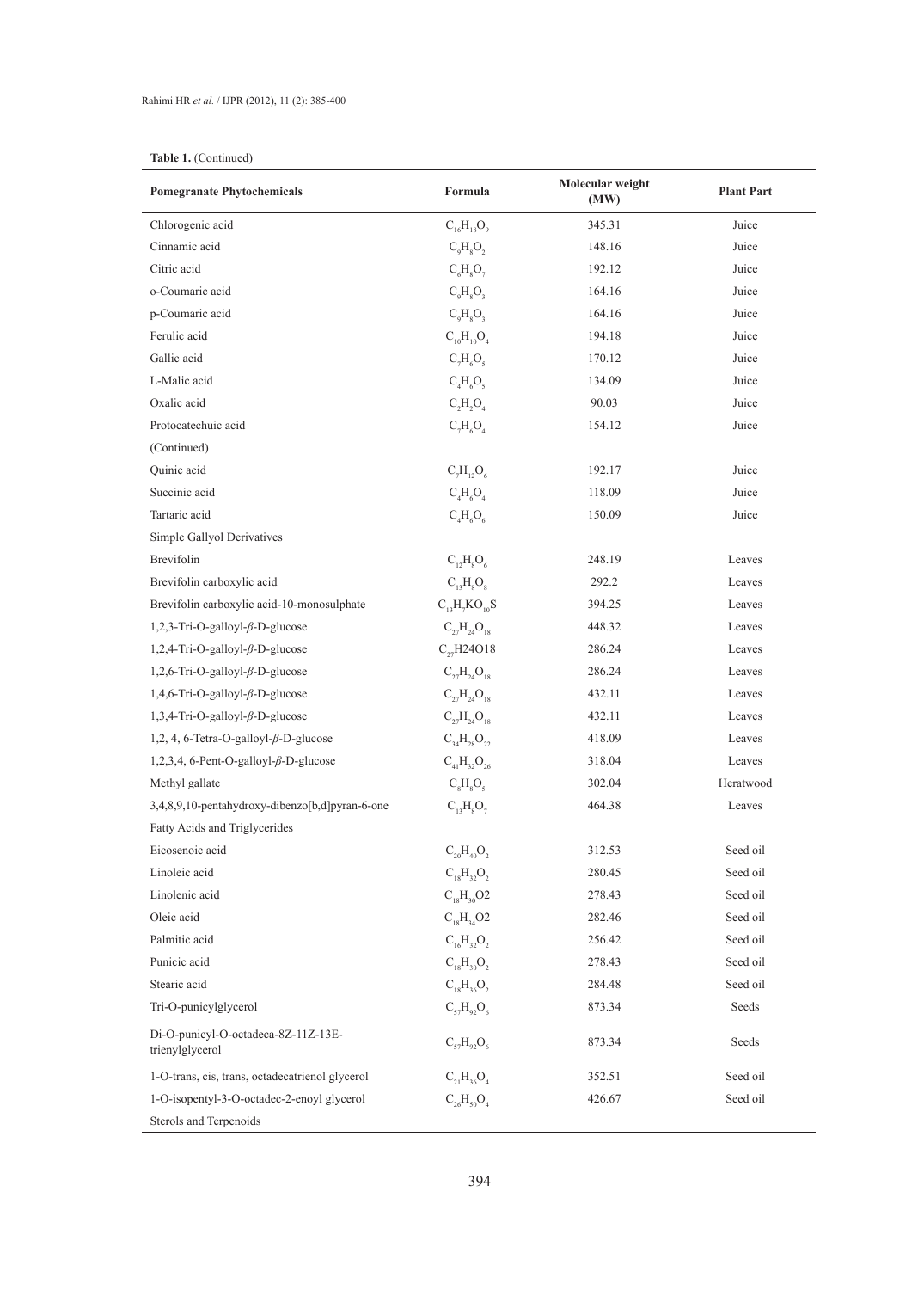**Table 1.** (Continued)

| Pomegranate Phytochemicals | Formula | Molecular weight (MW) | Plant Part |
|---|---|---|---|
| Chlorogenic acid | $C_{16}H_{18}O_9$ | 345.31 | Juice |
| Cinnamic acid | $C_9H_8O_2$ | 148.16 | Juice |
| Citric acid | $C_6H_8O_7$ | 192.12 | Juice |
| o-Coumaric acid | $C_9H_8O_3$ | 164.16 | Juice |
| p-Coumaric acid | $C_9H_8O_3$ | 164.16 | Juice |
| Ferulic acid | $C_{10}H_{10}O_4$ | 194.18 | Juice |
| Gallic acid | $C_7H_6O_5$ | 170.12 | Juice |
| L-Malic acid | $C_4H_6O_5$ | 134.09 | Juice |
| Oxalic acid | $C_2H_2O_4$ | 90.03 | Juice |
| Protocatechuic acid | $C_7H_6O_4$ | 154.12 | Juice |
| (Continued) | | | |
| Quinic acid | $C_7H_{12}O_6$ | 192.17 | Juice |
| Succinic acid | $C_4H_6O_4$ | 118.09 | Juice |
| Tartaric acid | $C_4H_6O_6$ | 150.09 | Juice |
| Simple Gallyol Derivatives | | | |
| Brevifolin | $C_{12}H_8O_6$ | 248.19 | Leaves |
| Brevifolin carboxylic acid | $C_{13}H_8O_8$ | 292.2 | Leaves |
| Brevifolin carboxylic acid-10-monosulphate | $C_{13}H_7KO_{10}S$ | 394.25 | Leaves |
| 1,2,3-Tri-O-galloyl-*β*-D-glucose | $C_{27}H_{24}O_{18}$ | 448.32 | Leaves |
| 1,2,4-Tri-O-galloyl-*β*-D-glucose | $C_{27}$H24O18 | 286.24 | Leaves |
| 1,2,6-Tri-O-galloyl-*β*-D-glucose | $C_{27}H_{24}O_{18}$ | 286.24 | Leaves |
| 1,4,6-Tri-O-galloyl-*β*-D-glucose | $C_{27}H_{24}O_{18}$ | 432.11 | Leaves |
| 1,3,4-Tri-O-galloyl-*β*-D-glucose | $C_{27}H_{24}O_{18}$ | 432.11 | Leaves |
| 1,2, 4, 6-Tetra-O-galloyl-*β*-D-glucose | $C_{34}H_{28}O_{22}$ | 418.09 | Leaves |
| 1,2,3,4, 6-Pent-O-galloyl-*β*-D-glucose | $C_{41}H_{32}O_{26}$ | 318.04 | Leaves |
| Methyl gallate | $C_8H_8O_5$ | 302.04 | Heratwood |
| 3,4,8,9,10-pentahydroxy-dibenzo[b,d]pyran-6-one | $C_{13}H_8O_7$ | 464.38 | Leaves |
| Fatty Acids and Triglycerides | | | |
| Eicosenoic acid | $C_{20}H_{40}O_2$ | 312.53 | Seed oil |
| Linoleic acid | $C_{18}H_{32}O_2$ | 280.45 | Seed oil |
| Linolenic acid | $C_{18}H_{30}$O2 | 278.43 | Seed oil |
| Oleic acid | $C_{18}H_{34}$O2 | 282.46 | Seed oil |
| Palmitic acid | $C_{16}H_{32}O_2$ | 256.42 | Seed oil |
| Punicic acid | $C_{18}H_{30}O_2$ | 278.43 | Seed oil |
| Stearic acid | $C_{18}H_{36}O_2$ | 284.48 | Seed oil |
| Tri-O-punicylglycerol | $C_{57}H_{92}O_6$ | 873.34 | Seeds |
| Di-O-punicyl-O-octadeca-8Z-11Z-13E-trienylglycerol | $C_{57}H_{92}O_6$ | 873.34 | Seeds |
| 1-O-trans, cis, trans, octadecatrienol glycerol | $C_{21}H_{36}O_4$ | 352.51 | Seed oil |
| 1-O-isopentyl-3-O-octadec-2-enoyl glycerol | $C_{26}H_{50}O_4$ | 426.67 | Seed oil |
| Sterols and Terpenoids | | | |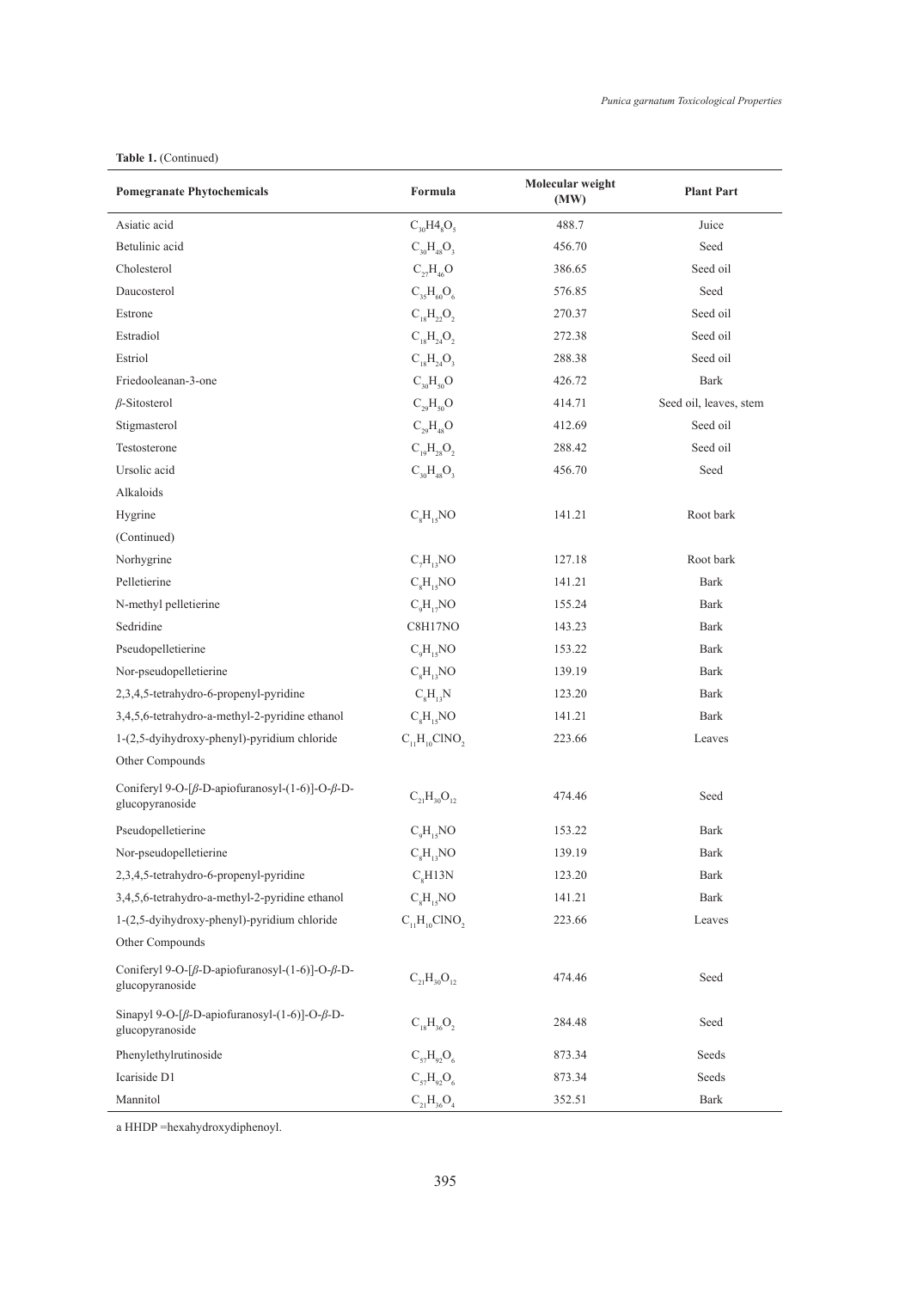**Table 1.** (Continued)

| Pomegranate Phytochemicals | Formula | Molecular weight (MW) | Plant Part |
|---|---|---|---|
| Asiatic acid | $C_{30}H4_{8}O_{5}$ | 488.7 | Juice |
| Betulinic acid | $C_{30}H_{48}O_{3}$ | 456.70 | Seed |
| Cholesterol | $C_{27}H_{46}O$ | 386.65 | Seed oil |
| Daucosterol | $C_{35}H_{60}O_{6}$ | 576.85 | Seed |
| Estrone | $C_{18}H_{22}O_{2}$ | 270.37 | Seed oil |
| Estradiol | $C_{18}H_{24}O_{2}$ | 272.38 | Seed oil |
| Estriol | $C_{18}H_{24}O_{3}$ | 288.38 | Seed oil |
| Friedooleanan-3-one | $C_{30}H_{50}O$ | 426.72 | Bark |
| *β*-Sitosterol | $C_{29}H_{50}O$ | 414.71 | Seed oil, leaves, stem |
| Stigmasterol | $C_{29}H_{48}O$ | 412.69 | Seed oil |
| Testosterone | $C_{19}H_{28}O_{2}$ | 288.42 | Seed oil |
| Ursolic acid | $C_{30}H_{48}O_{3}$ | 456.70 | Seed |
| Alkaloids | | | |
| Hygrine | $C_{8}H_{15}NO$ | 141.21 | Root bark |
| (Continued) | | | |
| Norhygrine | $C_{7}H_{13}NO$ | 127.18 | Root bark |
| Pelletierine | $C_{8}H_{15}NO$ | 141.21 | Bark |
| N-methyl pelletierine | $C_{9}H_{17}NO$ | 155.24 | Bark |
| Sedridine | C8H17NO | 143.23 | Bark |
| Pseudopelletierine | $C_{9}H_{15}NO$ | 153.22 | Bark |
| Nor-pseudopelletierine | $C_{8}H_{13}NO$ | 139.19 | Bark |
| 2,3,4,5-tetrahydro-6-propenyl-pyridine | $C_{8}H_{13}N$ | 123.20 | Bark |
| 3,4,5,6-tetrahydro-a-methyl-2-pyridine ethanol | $C_{8}H_{15}NO$ | 141.21 | Bark |
| 1-(2,5-dyihydroxy-phenyl)-pyridium chloride | $C_{11}H_{10}ClNO_{2}$ | 223.66 | Leaves |
| Other Compounds | | | |
| Coniferyl 9-O-[*β*-D-apiofuranosyl-(1-6)]-O-*β*-D-glucopyranoside | $C_{21}H_{30}O_{12}$ | 474.46 | Seed |
| Pseudopelletierine | $C_{9}H_{15}NO$ | 153.22 | Bark |
| Nor-pseudopelletierine | $C_{8}H_{13}NO$ | 139.19 | Bark |
| 2,3,4,5-tetrahydro-6-propenyl-pyridine | $C_{8}$H13N | 123.20 | Bark |
| 3,4,5,6-tetrahydro-a-methyl-2-pyridine ethanol | $C_{8}H_{15}NO$ | 141.21 | Bark |
| 1-(2,5-dyihydroxy-phenyl)-pyridium chloride | $C_{11}H_{10}ClNO_{2}$ | 223.66 | Leaves |
| Other Compounds | | | |
| Coniferyl 9-O-[*β*-D-apiofuranosyl-(1-6)]-O-*β*-D-glucopyranoside | $C_{21}H_{30}O_{12}$ | 474.46 | Seed |
| Sinapyl 9-O-[*β*-D-apiofuranosyl-(1-6)]-O-*β*-D-glucopyranoside | $C_{18}H_{36}O_{2}$ | 284.48 | Seed |
| Phenylethylrutinoside | $C_{57}H_{92}O_{6}$ | 873.34 | Seeds |
| Icariside D1 | $C_{57}H_{92}O_{6}$ | 873.34 | Seeds |
| Mannitol | $C_{21}H_{36}O_{4}$ | 352.51 | Bark |

a HHDP =hexahydroxydiphenoyl.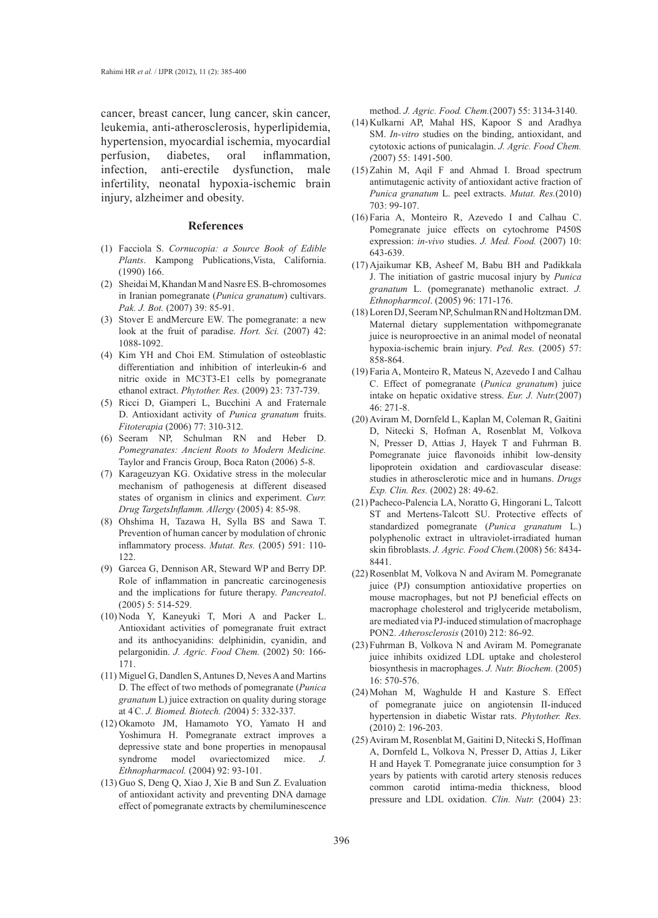cancer, breast cancer, lung cancer, skin cancer, leukemia, anti-atherosclerosis, hyperlipidemia, hypertension, myocardial ischemia, myocardial perfusion, diabetes, oral inflammation, infection, anti-erectile dysfunction, male infertility, neonatal hypoxia-ischemic brain injury, alzheimer and obesity.

## References

(1) Facciola S. *Cornucopia: a Source Book of Edible Plants*. Kampong Publications,Vista, California. (1990) 166.

(2) Sheidai M, Khandan M and Nasre ES. B-chromosomes in Iranian pomegranate (*Punica granatum*) cultivars. *Pak. J. Bot.* (2007) 39: 85-91.

(3) Stover E andMercure EW. The pomegranate: a new look at the fruit of paradise. *Hort. Sci.* (2007) 42: 1088-1092.

(4) Kim YH and Choi EM. Stimulation of osteoblastic differentiation and inhibition of interleukin-6 and nitric oxide in MC3T3-E1 cells by pomegranate ethanol extract. *Phytother. Res.* (2009) 23: 737-739.

(5) Ricci D, Giamperi L, Bucchini A and Fraternale D. Antioxidant activity of *Punica granatum* fruits. *Fitoterapia* (2006) 77: 310-312.

(6) Seeram NP, Schulman RN and Heber D. *Pomegranates: Ancient Roots to Modern Medicine.* Taylor and Francis Group, Boca Raton (2006) 5-8.

(7) Karageuzyan KG. Oxidative stress in the molecular mechanism of pathogenesis at different diseased states of organism in clinics and experiment. *Curr. Drug TargetsInflamm. Allergy* (2005) 4: 85-98.

(8) Ohshima H, Tazawa H, Sylla BS and Sawa T. Prevention of human cancer by modulation of chronic inflammatory process. *Mutat. Res.* (2005) 591: 110-122.

(9) Garcea G, Dennison AR, Steward WP and Berry DP. Role of inflammation in pancreatic carcinogenesis and the implications for future therapy. *Pancreatol*. (2005) 5: 514-529.

(10) Noda Y, Kaneyuki T, Mori A and Packer L. Antioxidant activities of pomegranate fruit extract and its anthocyanidins: delphinidin, cyanidin, and pelargonidin. *J. Agric. Food Chem.* (2002) 50: 166-171.

(11) Miguel G, Dandlen S, Antunes D, Neves A and Martins D. The effect of two methods of pomegranate (*Punica granatum* L) juice extraction on quality during storage at 4◦C. *J. Biomed. Biotech. (*2004) 5: 332-337.

(12) Okamoto JM, Hamamoto YO, Yamato H and Yoshimura H. Pomegranate extract improves a depressive state and bone properties in menopausal syndrome model ovariectomized mice. *J. Ethnopharmacol.* (2004) 92: 93-101.

(13) Guo S, Deng Q, Xiao J, Xie B and Sun Z. Evaluation of antioxidant activity and preventing DNA damage effect of pomegranate extracts by chemiluminescence method. *J. Agric. Food. Chem.*(2007) 55: 3134-3140.

(14) Kulkarni AP, Mahal HS, Kapoor S and Aradhya SM. *In-vitro* studies on the binding, antioxidant, and cytotoxic actions of punicalagin. *J. Agric. Food Chem. (*2007) 55: 1491-500.

(15) Zahin M, Aqil F and Ahmad I. Broad spectrum antimutagenic activity of antioxidant active fraction of *Punica granatum* L. peel extracts. *Mutat. Res.*(2010) 703: 99-107.

(16) Faria A, Monteiro R, Azevedo I and Calhau C. Pomegranate juice effects on cytochrome P450S expression: *in-vivo* studies. *J. Med. Food.* (2007) 10: 643-639.

(17) Ajaikumar KB, Asheef M, Babu BH and Padikkala J. The initiation of gastric mucosal injury by *Punica granatum* L. (pomegranate) methanolic extract. *J. Ethnopharmcol*. (2005) 96: 171-176.

(18) Loren DJ, Seeram NP, Schulman RN and Holtzman DM. Maternal dietary supplementation withpomegranate juice is neuroproective in an animal model of neonatal hypoxia-ischemic brain injury. *Ped. Res.* (2005) 57: 858-864.

(19) Faria A, Monteiro R, Mateus N, Azevedo I and Calhau C. Effect of pomegranate (*Punica granatum*) juice intake on hepatic oxidative stress. *Eur. J. Nutr.*(2007) 46: 271-8.

(20) Aviram M, Dornfeld L, Kaplan M, Coleman R, Gaitini D, Nitecki S, Hofman A, Rosenblat M, Volkova N, Presser D, Attias J, Hayek T and Fuhrman B. Pomegranate juice flavonoids inhibit low-density lipoprotein oxidation and cardiovascular disease: studies in atherosclerotic mice and in humans. *Drugs Exp. Clin. Res.* (2002) 28: 49-62.

(21) Pacheco-Palencia LA, Noratto G, Hingorani L, Talcott ST and Mertens-Talcott SU. Protective effects of standardized pomegranate (*Punica granatum* L.) polyphenolic extract in ultraviolet-irradiated human skin fibroblasts. *J. Agric. Food Chem.*(2008) 56: 8434-8441.

(22) Rosenblat M, Volkova N and Aviram M. Pomegranate juice (PJ) consumption antioxidative properties on mouse macrophages, but not PJ beneficial effects on macrophage cholesterol and triglyceride metabolism, are mediated via PJ-induced stimulation of macrophage PON2. *Atherosclerosis* (2010) 212: 86-92.

(23) Fuhrman B, Volkova N and Aviram M. Pomegranate juice inhibits oxidized LDL uptake and cholesterol biosynthesis in macrophages. *J. Nutr. Biochem.* (2005) 16: 570-576.

(24) Mohan M, Waghulde H and Kasture S. Effect of pomegranate juice on angiotensin II-induced hypertension in diabetic Wistar rats. *Phytother. Res.* (2010) 2: 196-203.

(25) Aviram M, Rosenblat M, Gaitini D, Nitecki S, Hoffman A, Dornfeld L, Volkova N, Presser D, Attias J, Liker H and Hayek T. Pomegranate juice consumption for 3 years by patients with carotid artery stenosis reduces common carotid intima-media thickness, blood pressure and LDL oxidation. *Clin. Nutr.* (2004) 23: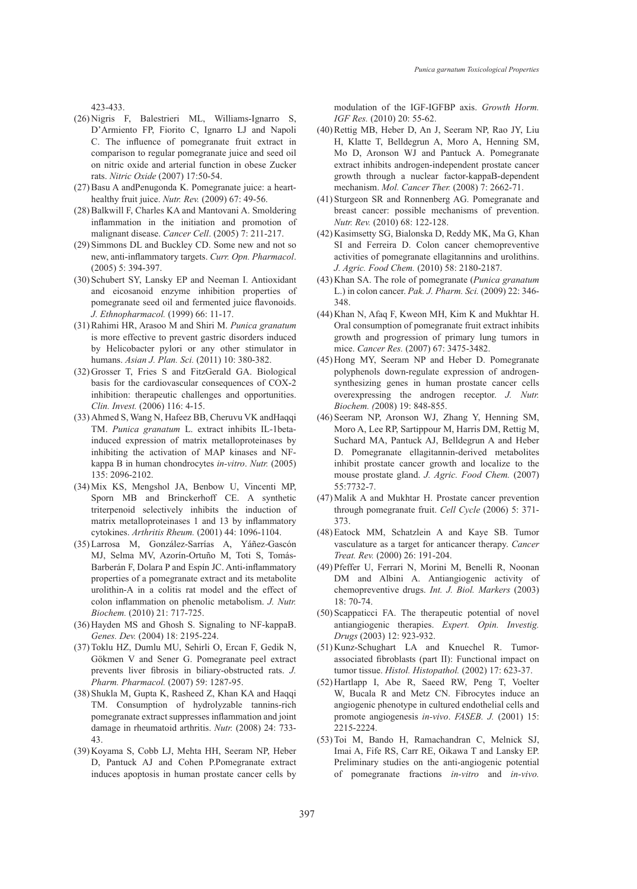423-433.

(26) Nigris F, Balestrieri ML, Williams-Ignarro S, D'Armiento FP, Fiorito C, Ignarro LJ and Napoli C. The influence of pomegranate fruit extract in comparison to regular pomegranate juice and seed oil on nitric oxide and arterial function in obese Zucker rats. *Nitric Oxide* (2007) 17:50-54.

(27) Basu A andPenugonda K. Pomegranate juice: a heart-healthy fruit juice. *Nutr. Rev.* (2009) 67: 49-56.

(28) Balkwill F, Charles KA and Mantovani A. Smoldering inflammation in the initiation and promotion of malignant disease. *Cancer Cell*. (2005) 7: 211-217.

(29) Simmons DL and Buckley CD. Some new and not so new, anti-inflammatory targets. *Curr. Opn. Pharmacol*. (2005) 5: 394-397.

(30) Schubert SY, Lansky EP and Neeman I. Antioxidant and eicosanoid enzyme inhibition properties of pomegranate seed oil and fermented juice flavonoids. *J. Ethnopharmacol.* (1999) 66: 11-17.

(31) Rahimi HR, Arasoo M and Shiri M. *Punica granatum* is more effective to prevent gastric disorders induced by Helicobacter pylori or any other stimulator in humans. *Asian J. Plan. Sci.* (2011) 10: 380-382.

(32) Grosser T, Fries S and FitzGerald GA. Biological basis for the cardiovascular consequences of COX-2 inhibition: therapeutic challenges and opportunities. *Clin. Invest.* (2006) 116: 4-15.

(33) Ahmed S, Wang N, Hafeez BB, Cheruvu VK andHaqqi TM. *Punica granatum* L. extract inhibits IL-1beta-induced expression of matrix metalloproteinases by inhibiting the activation of MAP kinases and NF-kappa B in human chondrocytes *in-vitro*. *Nutr.* (2005) 135: 2096-2102.

(34) Mix KS, Mengshol JA, Benbow U, Vincenti MP, Sporn MB and Brinckerhoff CE. A synthetic triterpenoid selectively inhibits the induction of matrix metalloproteinases 1 and 13 by inflammatory cytokines. *Arthritis Rheum.* (2001) 44: 1096-1104.

(35) Larrosa M, González-Sarrías A, Yáñez-Gascón MJ, Selma MV, Azorín-Ortuño M, Toti S, Tomás-Barberán F, Dolara P and Espín JC. Anti-inflammatory properties of a pomegranate extract and its metabolite urolithin-A in a colitis rat model and the effect of colon inflammation on phenolic metabolism. *J. Nutr. Biochem.* (2010) 21: 717-725.

(36) Hayden MS and Ghosh S. Signaling to NF-kappaB. *Genes. Dev.* (2004) 18: 2195-224.

(37) Toklu HZ, Dumlu MU, Sehirli O, Ercan F, Gedik N, Gökmen V and Sener G. Pomegranate peel extract prevents liver fibrosis in biliary-obstructed rats. *J. Pharm. Pharmacol.* (2007) 59: 1287-95.

(38) Shukla M, Gupta K, Rasheed Z, Khan KA and Haqqi TM. Consumption of hydrolyzable tannins-rich pomegranate extract suppresses inflammation and joint damage in rheumatoid arthritis. *Nutr.* (2008) 24: 733-43.

(39) Koyama S, Cobb LJ, Mehta HH, Seeram NP, Heber D, Pantuck AJ and Cohen P.Pomegranate extract induces apoptosis in human prostate cancer cells by modulation of the IGF-IGFBP axis. *Growth Horm. IGF Res.* (2010) 20: 55-62.

(40) Rettig MB, Heber D, An J, Seeram NP, Rao JY, Liu H, Klatte T, Belldegrun A, Moro A, Henning SM, Mo D, Aronson WJ and Pantuck A. Pomegranate extract inhibits androgen-independent prostate cancer growth through a nuclear factor-kappaB-dependent mechanism. *Mol. Cancer Ther.* (2008) 7: 2662-71.

(41) Sturgeon SR and Ronnenberg AG. Pomegranate and breast cancer: possible mechanisms of prevention. *Nutr. Rev.* (2010) 68: 122-128.

(42) Kasimsetty SG, Bialonska D, Reddy MK, Ma G, Khan SI and Ferreira D. Colon cancer chemopreventive activities of pomegranate ellagitannins and urolithins. *J. Agric. Food Chem.* (2010) 58: 2180-2187.

(43) Khan SA. The role of pomegranate (*Punica granatum* L.) in colon cancer. *Pak. J. Pharm. Sci.* (2009) 22: 346-348.

(44) Khan N, Afaq F, Kweon MH, Kim K and Mukhtar H. Oral consumption of pomegranate fruit extract inhibits growth and progression of primary lung tumors in mice. *Cancer Res.* (2007) 67: 3475-3482.

(45) Hong MY, Seeram NP and Heber D. Pomegranate polyphenols down-regulate expression of androgen-synthesizing genes in human prostate cancer cells overexpressing the androgen receptor. *J. Nutr. Biochem. (*2008) 19: 848-855.

(46) Seeram NP, Aronson WJ, Zhang Y, Henning SM, Moro A, Lee RP, Sartippour M, Harris DM, Rettig M, Suchard MA, Pantuck AJ, Belldegrun A and Heber D. Pomegranate ellagitannin-derived metabolites inhibit prostate cancer growth and localize to the mouse prostate gland. *J. Agric. Food Chem.* (2007) 55:7732-7.

(47) Malik A and Mukhtar H. Prostate cancer prevention through pomegranate fruit. *Cell Cycle* (2006) 5: 371-373.

(48) Eatock MM, Schatzlein A and Kaye SB. Tumor vasculature as a target for anticancer therapy. *Cancer Treat. Rev.* (2000) 26: 191-204.

(49) Pfeffer U, Ferrari N, Morini M, Benelli R, Noonan DM and Albini A. Antiangiogenic activity of chemopreventive drugs. *Int. J. Biol. Markers* (2003) 18: 70-74.

(50) Scappaticci FA. The therapeutic potential of novel antiangiogenic therapies. *Expert. Opin. Investig. Drugs* (2003) 12: 923-932.

(51) Kunz-Schughart LA and Knuechel R. Tumor-associated fibroblasts (part II): Functional impact on tumor tissue. *Histol. Histopathol.* (2002) 17: 623-37.

(52) Hartlapp I, Abe R, Saeed RW, Peng T, Voelter W, Bucala R and Metz CN. Fibrocytes induce an angiogenic phenotype in cultured endothelial cells and promote angiogenesis *in-vivo*. *FASEB. J.* (2001) 15: 2215-2224.

(53) Toi M, Bando H, Ramachandran C, Melnick SJ, Imai A, Fife RS, Carr RE, Oikawa T and Lansky EP. Preliminary studies on the anti-angiogenic potential of pomegranate fractions *in-vitro* and *in-vivo.*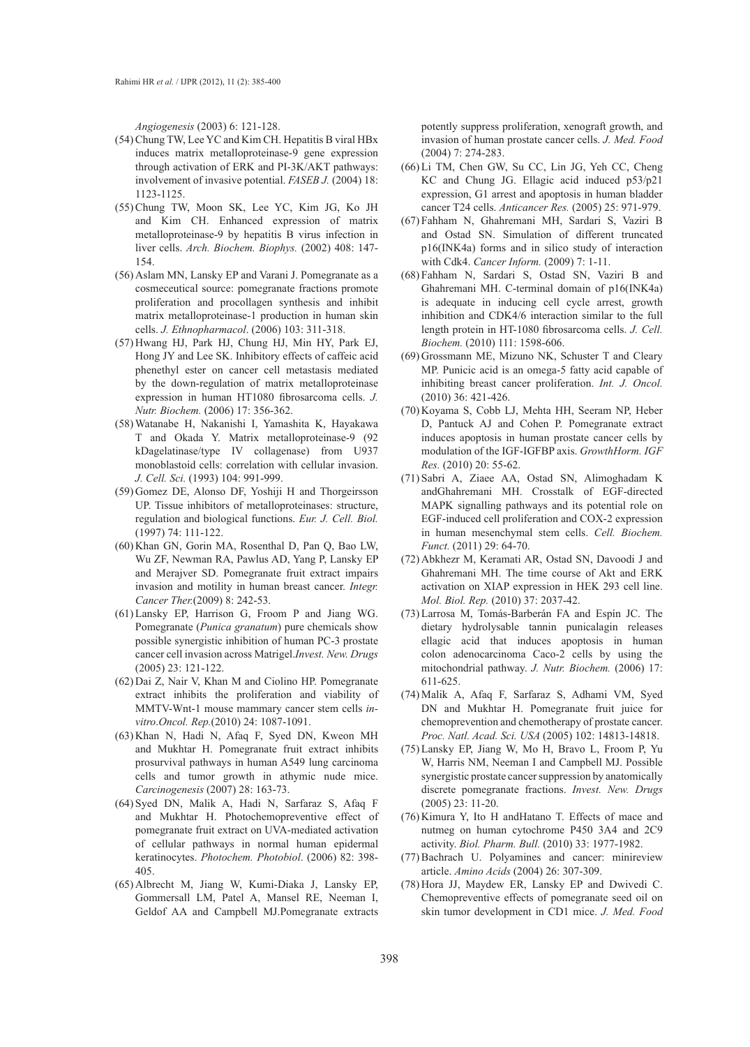*Angiogenesis* (2003) 6: 121-128.

(54) Chung TW, Lee YC and Kim CH. Hepatitis B viral HBx induces matrix metalloproteinase-9 gene expression through activation of ERK and PI-3K/AKT pathways: involvement of invasive potential. *FASEB J.* (2004) 18: 1123-1125.

(55) Chung TW, Moon SK, Lee YC, Kim JG, Ko JH and Kim CH. Enhanced expression of matrix metalloproteinase-9 by hepatitis B virus infection in liver cells. *Arch. Biochem. Biophys.* (2002) 408: 147-154.

(56) Aslam MN, Lansky EP and Varani J. Pomegranate as a cosmeceutical source: pomegranate fractions promote proliferation and procollagen synthesis and inhibit matrix metalloproteinase-1 production in human skin cells. *J. Ethnopharmacol*. (2006) 103: 311-318.

(57) Hwang HJ, Park HJ, Chung HJ, Min HY, Park EJ, Hong JY and Lee SK. Inhibitory effects of caffeic acid phenethyl ester on cancer cell metastasis mediated by the down-regulation of matrix metalloproteinase expression in human HT1080 fibrosarcoma cells. *J. Nutr. Biochem.* (2006) 17: 356-362.

(58) Watanabe H, Nakanishi I, Yamashita K, Hayakawa T and Okada Y. Matrix metalloproteinase-9 (92 kDagelatinase/type IV collagenase) from U937 monoblastoid cells: correlation with cellular invasion. *J. Cell. Sci.* (1993) 104: 991-999.

(59) Gomez DE, Alonso DF, Yoshiji H and Thorgeirsson UP. Tissue inhibitors of metalloproteinases: structure, regulation and biological functions. *Eur. J. Cell. Biol.* (1997) 74: 111-122.

(60) Khan GN, Gorin MA, Rosenthal D, Pan Q, Bao LW, Wu ZF, Newman RA, Pawlus AD, Yang P, Lansky EP and Merajver SD. Pomegranate fruit extract impairs invasion and motility in human breast cancer. *Integr. Cancer Ther.*(2009) 8: 242-53.

(61) Lansky EP, Harrison G, Froom P and Jiang WG. Pomegranate (*Punica granatum*) pure chemicals show possible synergistic inhibition of human PC-3 prostate cancer cell invasion across Matrigel.*Invest. New. Drugs* (2005) 23: 121-122.

(62) Dai Z, Nair V, Khan M and Ciolino HP. Pomegranate extract inhibits the proliferation and viability of MMTV-Wnt-1 mouse mammary cancer stem cells *in-vitro*.*Oncol. Rep.*(2010) 24: 1087-1091.

(63) Khan N, Hadi N, Afaq F, Syed DN, Kweon MH and Mukhtar H. Pomegranate fruit extract inhibits prosurvival pathways in human A549 lung carcinoma cells and tumor growth in athymic nude mice. *Carcinogenesis* (2007) 28: 163-73.

(64) Syed DN, Malik A, Hadi N, Sarfaraz S, Afaq F and Mukhtar H. Photochemopreventive effect of pomegranate fruit extract on UVA-mediated activation of cellular pathways in normal human epidermal keratinocytes. *Photochem. Photobiol*. (2006) 82: 398-405.

(65) Albrecht M, Jiang W, Kumi-Diaka J, Lansky EP, Gommersall LM, Patel A, Mansel RE, Neeman I, Geldof AA and Campbell MJ.Pomegranate extracts potently suppress proliferation, xenograft growth, and invasion of human prostate cancer cells. *J. Med. Food* (2004) 7: 274-283.

(66) Li TM, Chen GW, Su CC, Lin JG, Yeh CC, Cheng KC and Chung JG. Ellagic acid induced p53/p21 expression, G1 arrest and apoptosis in human bladder cancer T24 cells. *Anticancer Res.* (2005) 25: 971-979.

(67) Fahham N, Ghahremani MH, Sardari S, Vaziri B and Ostad SN. Simulation of different truncated p16(INK4a) forms and in silico study of interaction with Cdk4. *Cancer Inform.* (2009) 7: 1-11.

(68) Fahham N, Sardari S, Ostad SN, Vaziri B and Ghahremani MH. C-terminal domain of p16(INK4a) is adequate in inducing cell cycle arrest, growth inhibition and CDK4/6 interaction similar to the full length protein in HT-1080 fibrosarcoma cells. *J. Cell. Biochem.* (2010) 111: 1598-606.

(69) Grossmann ME, Mizuno NK, Schuster T and Cleary MP. Punicic acid is an omega-5 fatty acid capable of inhibiting breast cancer proliferation. *Int. J. Oncol.* (2010) 36: 421-426.

(70) Koyama S, Cobb LJ, Mehta HH, Seeram NP, Heber D, Pantuck AJ and Cohen P. Pomegranate extract induces apoptosis in human prostate cancer cells by modulation of the IGF-IGFBP axis. *GrowthHorm. IGF Res.* (2010) 20: 55-62.

(71) Sabri A, Ziaee AA, Ostad SN, Alimoghadam K andGhahremani MH. Crosstalk of EGF-directed MAPK signalling pathways and its potential role on EGF-induced cell proliferation and COX-2 expression in human mesenchymal stem cells. *Cell. Biochem. Funct.* (2011) 29: 64-70.

(72) Abkhezr M, Keramati AR, Ostad SN, Davoodi J and Ghahremani MH. The time course of Akt and ERK activation on XIAP expression in HEK 293 cell line. *Mol. Biol. Rep.* (2010) 37: 2037-42.

(73) Larrosa M, Tomás-Barberán FA and Espín JC. The dietary hydrolysable tannin punicalagin releases ellagic acid that induces apoptosis in human colon adenocarcinoma Caco-2 cells by using the mitochondrial pathway. *J. Nutr. Biochem.* (2006) 17: 611-625.

(74) Malik A, Afaq F, Sarfaraz S, Adhami VM, Syed DN and Mukhtar H. Pomegranate fruit juice for chemoprevention and chemotherapy of prostate cancer. *Proc. Natl. Acad. Sci. USA* (2005) 102: 14813-14818.

(75) Lansky EP, Jiang W, Mo H, Bravo L, Froom P, Yu W, Harris NM, Neeman I and Campbell MJ. Possible synergistic prostate cancer suppression by anatomically discrete pomegranate fractions. *Invest. New. Drugs* (2005) 23: 11-20.

(76) Kimura Y, Ito H andHatano T. Effects of mace and nutmeg on human cytochrome P450 3A4 and 2C9 activity. *Biol. Pharm. Bull.* (2010) 33: 1977-1982.

(77) Bachrach U. Polyamines and cancer: minireview article. *Amino Acids* (2004) 26: 307-309.

(78) Hora JJ, Maydew ER, Lansky EP and Dwivedi C. Chemopreventive effects of pomegranate seed oil on skin tumor development in CD1 mice. *J. Med. Food*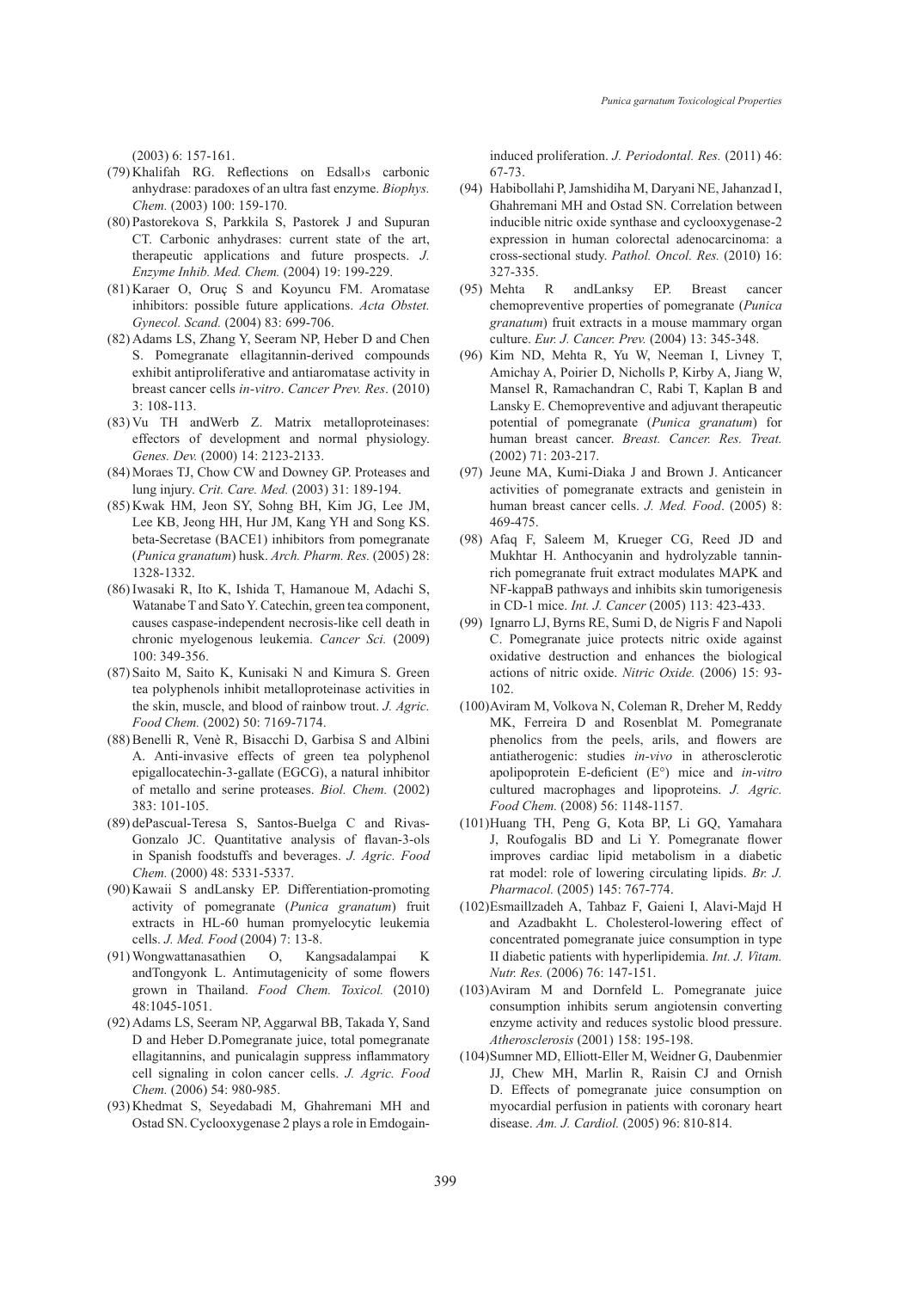(2003) 6: 157-161.

(79) Khalifah RG. Reflections on Edsall›s carbonic anhydrase: paradoxes of an ultra fast enzyme. *Biophys. Chem.* (2003) 100: 159-170.

(80) Pastorekova S, Parkkila S, Pastorek J and Supuran CT. Carbonic anhydrases: current state of the art, therapeutic applications and future prospects. *J. Enzyme Inhib. Med. Chem.* (2004) 19: 199-229.

(81) Karaer O, Oruç S and Koyuncu FM. Aromatase inhibitors: possible future applications. *Acta Obstet. Gynecol. Scand.* (2004) 83: 699-706.

(82) Adams LS, Zhang Y, Seeram NP, Heber D and Chen S. Pomegranate ellagitannin-derived compounds exhibit antiproliferative and antiaromatase activity in breast cancer cells *in-vitro*. *Cancer Prev. Res*. (2010) 3: 108-113.

(83) Vu TH andWerb Z. Matrix metalloproteinases: effectors of development and normal physiology. *Genes. Dev.* (2000) 14: 2123-2133.

(84) Moraes TJ, Chow CW and Downey GP. Proteases and lung injury. *Crit. Care. Med.* (2003) 31: 189-194.

(85) Kwak HM, Jeon SY, Sohng BH, Kim JG, Lee JM, Lee KB, Jeong HH, Hur JM, Kang YH and Song KS. beta-Secretase (BACE1) inhibitors from pomegranate (*Punica granatum*) husk. *Arch. Pharm. Res.* (2005) 28: 1328-1332.

(86) Iwasaki R, Ito K, Ishida T, Hamanoue M, Adachi S, Watanabe T and Sato Y. Catechin, green tea component, causes caspase-independent necrosis-like cell death in chronic myelogenous leukemia. *Cancer Sci.* (2009) 100: 349-356.

(87) Saito M, Saito K, Kunisaki N and Kimura S. Green tea polyphenols inhibit metalloproteinase activities in the skin, muscle, and blood of rainbow trout. *J. Agric. Food Chem.* (2002) 50: 7169-7174.

(88) Benelli R, Venè R, Bisacchi D, Garbisa S and Albini A. Anti-invasive effects of green tea polyphenol epigallocatechin-3-gallate (EGCG), a natural inhibitor of metallo and serine proteases. *Biol. Chem.* (2002) 383: 101-105.

(89) dePascual-Teresa S, Santos-Buelga C and Rivas-Gonzalo JC. Quantitative analysis of flavan-3-ols in Spanish foodstuffs and beverages. *J. Agric. Food Chem.* (2000) 48: 5331-5337.

(90) Kawaii S andLansky EP. Differentiation-promoting activity of pomegranate (*Punica granatum*) fruit extracts in HL-60 human promyelocytic leukemia cells. *J. Med. Food* (2004) 7: 13-8.

(91) Wongwattanasathien O, Kangsadalampai K andTongyonk L. Antimutagenicity of some flowers grown in Thailand. *Food Chem. Toxicol.* (2010) 48:1045-1051.

(92) Adams LS, Seeram NP, Aggarwal BB, Takada Y, Sand D and Heber D.Pomegranate juice, total pomegranate ellagitannins, and punicalagin suppress inflammatory cell signaling in colon cancer cells. *J. Agric. Food Chem.* (2006) 54: 980-985.

(93) Khedmat S, Seyedabadi M, Ghahremani MH and Ostad SN. Cyclooxygenase 2 plays a role in Emdogain-induced proliferation. *J. Periodontal. Res.* (2011) 46: 67-73.

(94) Habibollahi P, Jamshidiha M, Daryani NE, Jahanzad I, Ghahremani MH and Ostad SN. Correlation between inducible nitric oxide synthase and cyclooxygenase-2 expression in human colorectal adenocarcinoma: a cross-sectional study. *Pathol. Oncol. Res.* (2010) 16: 327-335.

(95) Mehta R andLanksy EP. Breast cancer chemopreventive properties of pomegranate (*Punica granatum*) fruit extracts in a mouse mammary organ culture. *Eur. J. Cancer. Prev.* (2004) 13: 345-348.

(96) Kim ND, Mehta R, Yu W, Neeman I, Livney T, Amichay A, Poirier D, Nicholls P, Kirby A, Jiang W, Mansel R, Ramachandran C, Rabi T, Kaplan B and Lansky E. Chemopreventive and adjuvant therapeutic potential of pomegranate (*Punica granatum*) for human breast cancer. *Breast. Cancer. Res. Treat.* (2002) 71: 203-217.

(97) Jeune MA, Kumi-Diaka J and Brown J. Anticancer activities of pomegranate extracts and genistein in human breast cancer cells. *J. Med. Food*. (2005) 8: 469-475.

(98) Afaq F, Saleem M, Krueger CG, Reed JD and Mukhtar H. Anthocyanin and hydrolyzable tannin-rich pomegranate fruit extract modulates MAPK and NF-kappaB pathways and inhibits skin tumorigenesis in CD-1 mice. *Int. J. Cancer* (2005) 113: 423-433.

(99) Ignarro LJ, Byrns RE, Sumi D, de Nigris F and Napoli C. Pomegranate juice protects nitric oxide against oxidative destruction and enhances the biological actions of nitric oxide. *Nitric Oxide.* (2006) 15: 93-102.

(100) Aviram M, Volkova N, Coleman R, Dreher M, Reddy MK, Ferreira D and Rosenblat M. Pomegranate phenolics from the peels, arils, and flowers are antiatherogenic: studies *in-vivo* in atherosclerotic apolipoprotein E-deficient (E°) mice and *in-vitro* cultured macrophages and lipoproteins. *J. Agric. Food Chem.* (2008) 56: 1148-1157.

(101) Huang TH, Peng G, Kota BP, Li GQ, Yamahara J, Roufogalis BD and Li Y. Pomegranate flower improves cardiac lipid metabolism in a diabetic rat model: role of lowering circulating lipids. *Br. J. Pharmacol.* (2005) 145: 767-774.

(102) Esmaillzadeh A, Tahbaz F, Gaieni I, Alavi-Majd H and Azadbakht L. Cholesterol-lowering effect of concentrated pomegranate juice consumption in type II diabetic patients with hyperlipidemia. *Int. J. Vitam. Nutr. Res.* (2006) 76: 147-151.

(103) Aviram M and Dornfeld L. Pomegranate juice consumption inhibits serum angiotensin converting enzyme activity and reduces systolic blood pressure. *Atherosclerosis* (2001) 158: 195-198.

(104) Sumner MD, Elliott-Eller M, Weidner G, Daubenmier JJ, Chew MH, Marlin R, Raisin CJ and Ornish D. Effects of pomegranate juice consumption on myocardial perfusion in patients with coronary heart disease. *Am. J. Cardiol.* (2005) 96: 810-814.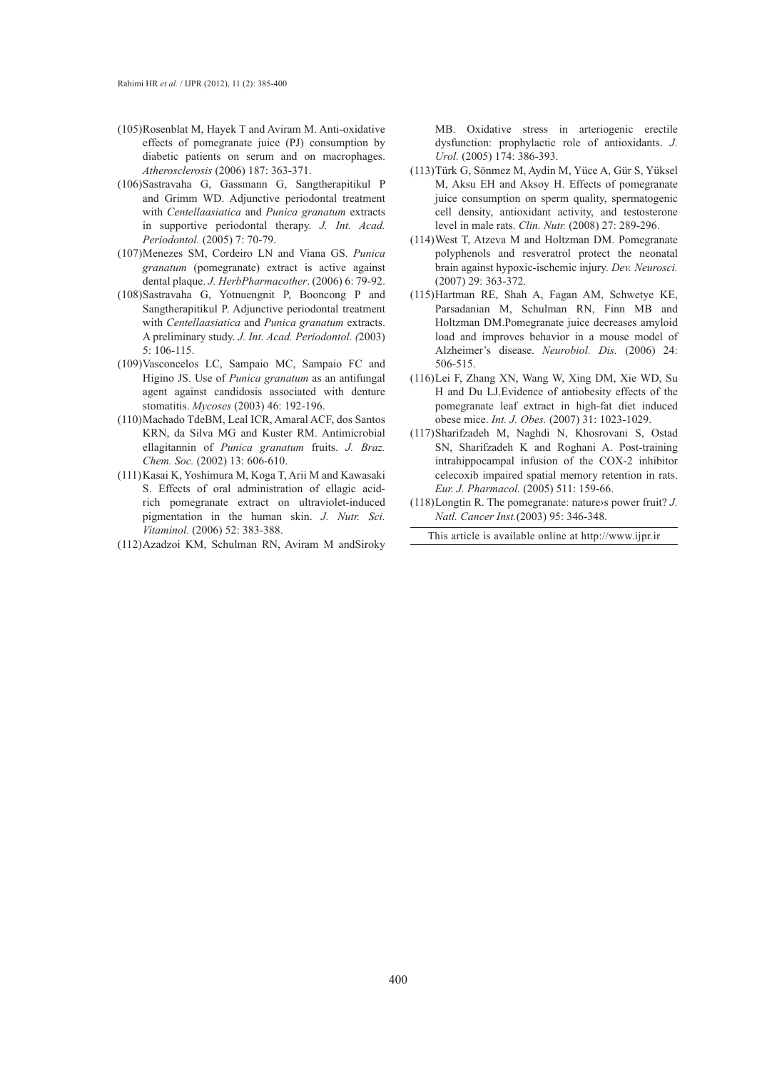(105) Rosenblat M, Hayek T and Aviram M. Anti-oxidative effects of pomegranate juice (PJ) consumption by diabetic patients on serum and on macrophages. *Atherosclerosis* (2006) 187: 363-371.

(106) Sastravaha G, Gassmann G, Sangtherapitikul P and Grimm WD. Adjunctive periodontal treatment with *Centellaasiatica* and *Punica granatum* extracts in supportive periodontal therapy. *J. Int. Acad. Periodontol.* (2005) 7: 70-79.

(107) Menezes SM, Cordeiro LN and Viana GS. *Punica granatum* (pomegranate) extract is active against dental plaque. *J. HerbPharmacother*. (2006) 6: 79-92.

(108) Sastravaha G, Yotnuengnit P, Booncong P and Sangtherapitikul P. Adjunctive periodontal treatment with *Centellaasiatica* and *Punica granatum* extracts. A preliminary study. *J. Int. Acad. Periodontol. (*2003) 5: 106-115.

(109) Vasconcelos LC, Sampaio MC, Sampaio FC and Higino JS. Use of *Punica granatum* as an antifungal agent against candidosis associated with denture stomatitis. *Mycoses* (2003) 46: 192-196.

(110) Machado TdeBM, Leal ICR, Amaral ACF, dos Santos KRN, da Silva MG and Kuster RM. Antimicrobial ellagitannin of *Punica granatum* fruits. *J. Braz. Chem. Soc.* (2002) 13: 606-610.

(111) Kasai K, Yoshimura M, Koga T, Arii M and Kawasaki S. Effects of oral administration of ellagic acid-rich pomegranate extract on ultraviolet-induced pigmentation in the human skin. *J. Nutr. Sci. Vitaminol.* (2006) 52: 383-388.

(112) Azadzoi KM, Schulman RN, Aviram M andSiroky MB. Oxidative stress in arteriogenic erectile dysfunction: prophylactic role of antioxidants. *J. Urol.* (2005) 174: 386-393.

(113) Türk G, Sönmez M, Aydin M, Yüce A, Gür S, Yüksel M, Aksu EH and Aksoy H. Effects of pomegranate juice consumption on sperm quality, spermatogenic cell density, antioxidant activity, and testosterone level in male rats. *Clin. Nutr.* (2008) 27: 289-296.

(114) West T, Atzeva M and Holtzman DM. Pomegranate polyphenols and resveratrol protect the neonatal brain against hypoxic-ischemic injury. *Dev. Neurosci.* (2007) 29: 363-372.

(115) Hartman RE, Shah A, Fagan AM, Schwetye KE, Parsadanian M, Schulman RN, Finn MB and Holtzman DM.Pomegranate juice decreases amyloid load and improves behavior in a mouse model of Alzheimer's disease. *Neurobiol. Dis.* (2006) 24: 506-515.

(116) Lei F, Zhang XN, Wang W, Xing DM, Xie WD, Su H and Du LJ.Evidence of antiobesity effects of the pomegranate leaf extract in high-fat diet induced obese mice. *Int. J. Obes.* (2007) 31: 1023-1029.

(117) Sharifzadeh M, Naghdi N, Khosrovani S, Ostad SN, Sharifzadeh K and Roghani A. Post-training intrahippocampal infusion of the COX-2 inhibitor celecoxib impaired spatial memory retention in rats. *Eur. J. Pharmacol.* (2005) 511: 159-66.

(118) Longtin R. The pomegranate: nature›s power fruit? *J. Natl. Cancer Inst.*(2003) 95: 346-348.

This article is available online at http://www.ijpr.ir